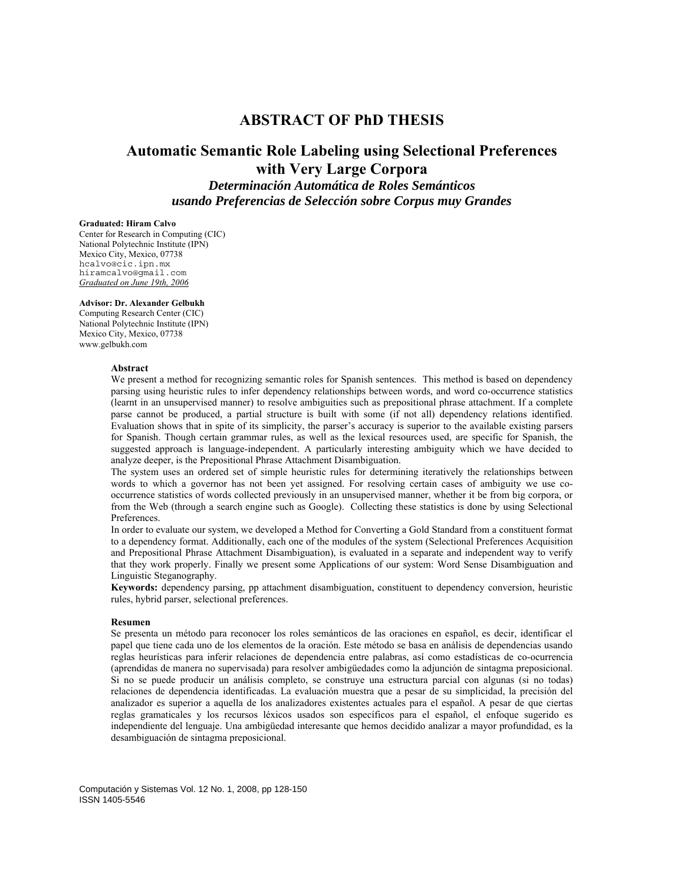# ABSTRACT OF PhD THESIS

## Automatic Semantic Role Labeling using Selectional Preferences with Very Large Corpora

### *Determinación Automática de Roles Semánticos usando Preferencias de Selección sobre Corpus muy Grandes*

**Graduated: Hiram Calvo**
Center for Research in Computing (CIC)
National Polytechnic Institute (IPN)
Mexico City, Mexico, 07738
hcalvo@cic.ipn.mx
hiramcalvo@gmail.com
*Graduated on June 19th, 2006*

**Advisor: Dr. Alexander Gelbukh**
Computing Research Center (CIC)
National Polytechnic Institute (IPN)
Mexico City, Mexico, 07738
www.gelbukh.com

**Abstract**

We present a method for recognizing semantic roles for Spanish sentences. This method is based on dependency parsing using heuristic rules to infer dependency relationships between words, and word co-occurrence statistics (learnt in an unsupervised manner) to resolve ambiguities such as prepositional phrase attachment. If a complete parse cannot be produced, a partial structure is built with some (if not all) dependency relations identified. Evaluation shows that in spite of its simplicity, the parser's accuracy is superior to the available existing parsers for Spanish. Though certain grammar rules, as well as the lexical resources used, are specific for Spanish, the suggested approach is language-independent. A particularly interesting ambiguity which we have decided to analyze deeper, is the Prepositional Phrase Attachment Disambiguation.

The system uses an ordered set of simple heuristic rules for determining iteratively the relationships between words to which a governor has not been yet assigned. For resolving certain cases of ambiguity we use co-occurrence statistics of words collected previously in an unsupervised manner, whether it be from big corpora, or from the Web (through a search engine such as Google). Collecting these statistics is done by using Selectional Preferences.

In order to evaluate our system, we developed a Method for Converting a Gold Standard from a constituent format to a dependency format. Additionally, each one of the modules of the system (Selectional Preferences Acquisition and Prepositional Phrase Attachment Disambiguation), is evaluated in a separate and independent way to verify that they work properly. Finally we present some Applications of our system: Word Sense Disambiguation and Linguistic Steganography.

**Keywords:** dependency parsing, pp attachment disambiguation, constituent to dependency conversion, heuristic rules, hybrid parser, selectional preferences.

**Resumen**

Se presenta un método para reconocer los roles semánticos de las oraciones en español, es decir, identificar el papel que tiene cada uno de los elementos de la oración. Este método se basa en análisis de dependencias usando reglas heurísticas para inferir relaciones de dependencia entre palabras, así como estadísticas de co-ocurrencia (aprendidas de manera no supervisada) para resolver ambigüedades como la adjunción de sintagma preposicional. Si no se puede producir un análisis completo, se construye una estructura parcial con algunas (si no todas) relaciones de dependencia identificadas. La evaluación muestra que a pesar de su simplicidad, la precisión del analizador es superior a aquella de los analizadores existentes actuales para el español. A pesar de que ciertas reglas gramaticales y los recursos léxicos usados son específicos para el español, el enfoque sugerido es independiente del lenguaje. Una ambigüedad interesante que hemos decidido analizar a mayor profundidad, es la desambiguación de sintagma preposicional.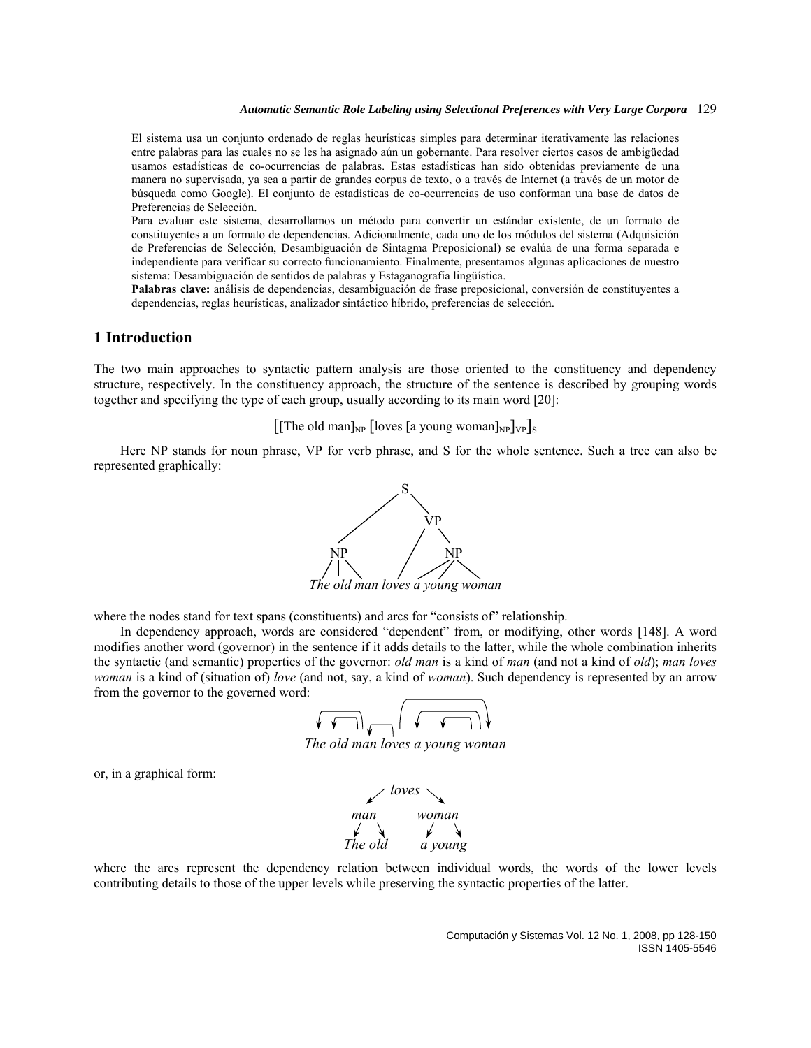El sistema usa un conjunto ordenado de reglas heurísticas simples para determinar iterativamente las relaciones entre palabras para las cuales no se les ha asignado aún un gobernante. Para resolver ciertos casos de ambigüedad usamos estadísticas de co-ocurrencias de palabras. Estas estadísticas han sido obtenidas previamente de una manera no supervisada, ya sea a partir de grandes corpus de texto, o a través de Internet (a través de un motor de búsqueda como Google). El conjunto de estadísticas de co-ocurrencias de uso conforman una base de datos de Preferencias de Selección.

Para evaluar este sistema, desarrollamos un método para convertir un estándar existente, de un formato de constituyentes a un formato de dependencias. Adicionalmente, cada uno de los módulos del sistema (Adquisición de Preferencias de Selección, Desambiguación de Sintagma Preposicional) se evalúa de una forma separada e independiente para verificar su correcto funcionamiento. Finalmente, presentamos algunas aplicaciones de nuestro sistema: Desambiguación de sentidos de palabras y Estaganografía lingüística.

**Palabras clave:** análisis de dependencias, desambiguación de frase preposicional, conversión de constituyentes a dependencias, reglas heurísticas, analizador sintáctico híbrido, preferencias de selección.

# 1 Introduction

The two main approaches to syntactic pattern analysis are those oriented to the constituency and dependency structure, respectively. In the constituency approach, the structure of the sentence is described by grouping words together and specifying the type of each group, usually according to its main word [20]:

$$[[\text{The old man}]_{NP}\ [\text{loves [a young woman]}_{NP}]_{VP}]_S$$

Here NP stands for noun phrase, VP for verb phrase, and S for the whole sentence. Such a tree can also be represented graphically:

```
              S
           /     \
          /       VP
         /       /   \
       NP       /     NP
      / | \    /     / | \
The old man loves a young woman
```

where the nodes stand for text spans (constituents) and arcs for "consists of" relationship.

In dependency approach, words are considered "dependent" from, or modifying, other words [148]. A word modifies another word (governor) in the sentence if it adds details to the latter, while the whole combination inherits the syntactic (and semantic) properties of the governor: *old man* is a kind of *man* (and not a kind of *old*); *man loves woman* is a kind of (situation of) *love* (and not, say, a kind of *woman*). Such dependency is represented by an arrow from the governor to the governed word:

*The old man loves a young woman*

or, in a graphical form:

```
          loves
         /     \
       man     woman
      /   \    /   \
    The   old  a   young
```

where the arcs represent the dependency relation between individual words, the words of the lower levels contributing details to those of the upper levels while preserving the syntactic properties of the latter.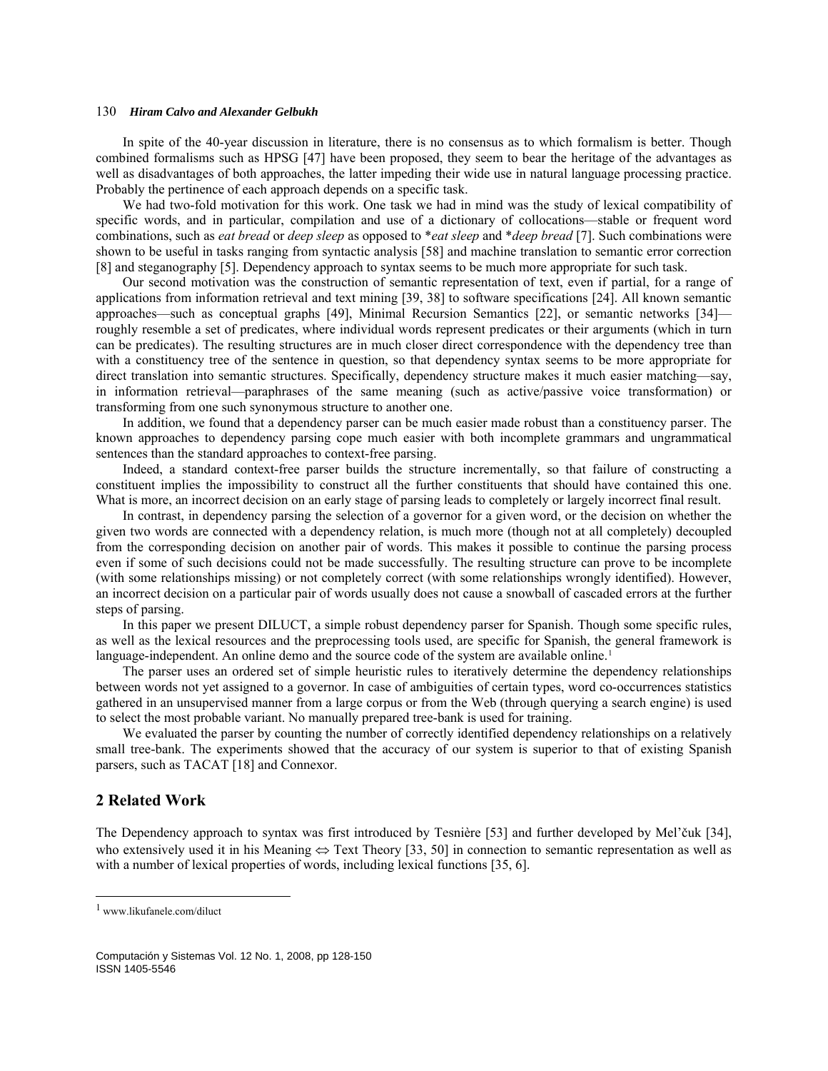In spite of the 40-year discussion in literature, there is no consensus as to which formalism is better. Though combined formalisms such as HPSG [47] have been proposed, they seem to bear the heritage of the advantages as well as disadvantages of both approaches, the latter impeding their wide use in natural language processing practice. Probably the pertinence of each approach depends on a specific task.

We had two-fold motivation for this work. One task we had in mind was the study of lexical compatibility of specific words, and in particular, compilation and use of a dictionary of collocations—stable or frequent word combinations, such as *eat bread* or *deep sleep* as opposed to \**eat sleep* and \**deep bread* [7]. Such combinations were shown to be useful in tasks ranging from syntactic analysis [58] and machine translation to semantic error correction [8] and steganography [5]. Dependency approach to syntax seems to be much more appropriate for such task.

Our second motivation was the construction of semantic representation of text, even if partial, for a range of applications from information retrieval and text mining [39, 38] to software specifications [24]. All known semantic approaches—such as conceptual graphs [49], Minimal Recursion Semantics [22], or semantic networks [34]—roughly resemble a set of predicates, where individual words represent predicates or their arguments (which in turn can be predicates). The resulting structures are in much closer direct correspondence with the dependency tree than with a constituency tree of the sentence in question, so that dependency syntax seems to be more appropriate for direct translation into semantic structures. Specifically, dependency structure makes it much easier matching—say, in information retrieval—paraphrases of the same meaning (such as active/passive voice transformation) or transforming from one such synonymous structure to another one.

In addition, we found that a dependency parser can be much easier made robust than a constituency parser. The known approaches to dependency parsing cope much easier with both incomplete grammars and ungrammatical sentences than the standard approaches to context-free parsing.

Indeed, a standard context-free parser builds the structure incrementally, so that failure of constructing a constituent implies the impossibility to construct all the further constituents that should have contained this one. What is more, an incorrect decision on an early stage of parsing leads to completely or largely incorrect final result.

In contrast, in dependency parsing the selection of a governor for a given word, or the decision on whether the given two words are connected with a dependency relation, is much more (though not at all completely) decoupled from the corresponding decision on another pair of words. This makes it possible to continue the parsing process even if some of such decisions could not be made successfully. The resulting structure can prove to be incomplete (with some relationships missing) or not completely correct (with some relationships wrongly identified). However, an incorrect decision on a particular pair of words usually does not cause a snowball of cascaded errors at the further steps of parsing.

In this paper we present DILUCT, a simple robust dependency parser for Spanish. Though some specific rules, as well as the lexical resources and the preprocessing tools used, are specific for Spanish, the general framework is language-independent. An online demo and the source code of the system are available online.[1]

The parser uses an ordered set of simple heuristic rules to iteratively determine the dependency relationships between words not yet assigned to a governor. In case of ambiguities of certain types, word co-occurrences statistics gathered in an unsupervised manner from a large corpus or from the Web (through querying a search engine) is used to select the most probable variant. No manually prepared tree-bank is used for training.

We evaluated the parser by counting the number of correctly identified dependency relationships on a relatively small tree-bank. The experiments showed that the accuracy of our system is superior to that of existing Spanish parsers, such as TACAT [18] and Connexor.

## 2 Related Work

The Dependency approach to syntax was first introduced by Tesnière [53] and further developed by Mel'čuk [34], who extensively used it in his Meaning ⇔ Text Theory [33, 50] in connection to semantic representation as well as with a number of lexical properties of words, including lexical functions [35, 6].

[1] www.likufanele.com/diluct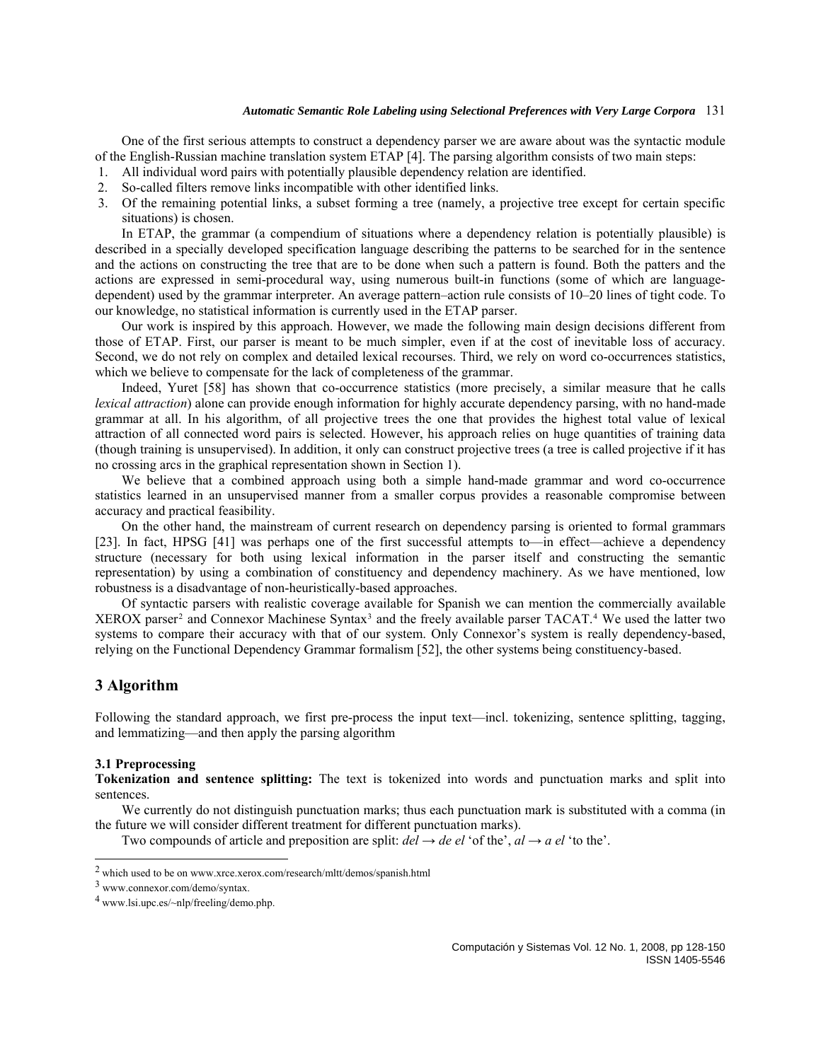One of the first serious attempts to construct a dependency parser we are aware about was the syntactic module of the English-Russian machine translation system ETAP [4]. The parsing algorithm consists of two main steps:

1. All individual word pairs with potentially plausible dependency relation are identified.
2. So-called filters remove links incompatible with other identified links.
3. Of the remaining potential links, a subset forming a tree (namely, a projective tree except for certain specific situations) is chosen.

In ETAP, the grammar (a compendium of situations where a dependency relation is potentially plausible) is described in a specially developed specification language describing the patterns to be searched for in the sentence and the actions on constructing the tree that are to be done when such a pattern is found. Both the patters and the actions are expressed in semi-procedural way, using numerous built-in functions (some of which are language-dependent) used by the grammar interpreter. An average pattern–action rule consists of 10–20 lines of tight code. To our knowledge, no statistical information is currently used in the ETAP parser.

Our work is inspired by this approach. However, we made the following main design decisions different from those of ETAP. First, our parser is meant to be much simpler, even if at the cost of inevitable loss of accuracy. Second, we do not rely on complex and detailed lexical recourses. Third, we rely on word co-occurrences statistics, which we believe to compensate for the lack of completeness of the grammar.

Indeed, Yuret [58] has shown that co-occurrence statistics (more precisely, a similar measure that he calls *lexical attraction*) alone can provide enough information for highly accurate dependency parsing, with no hand-made grammar at all. In his algorithm, of all projective trees the one that provides the highest total value of lexical attraction of all connected word pairs is selected. However, his approach relies on huge quantities of training data (though training is unsupervised). In addition, it only can construct projective trees (a tree is called projective if it has no crossing arcs in the graphical representation shown in Section 1).

We believe that a combined approach using both a simple hand-made grammar and word co-occurrence statistics learned in an unsupervised manner from a smaller corpus provides a reasonable compromise between accuracy and practical feasibility.

On the other hand, the mainstream of current research on dependency parsing is oriented to formal grammars [23]. In fact, HPSG [41] was perhaps one of the first successful attempts to—in effect—achieve a dependency structure (necessary for both using lexical information in the parser itself and constructing the semantic representation) by using a combination of constituency and dependency machinery. As we have mentioned, low robustness is a disadvantage of non-heuristically-based approaches.

Of syntactic parsers with realistic coverage available for Spanish we can mention the commercially available XEROX parser[2] and Connexor Machinese Syntax[3] and the freely available parser TACAT.[4] We used the latter two systems to compare their accuracy with that of our system. Only Connexor's system is really dependency-based, relying on the Functional Dependency Grammar formalism [52], the other systems being constituency-based.

## 3 Algorithm

Following the standard approach, we first pre-process the input text—incl. tokenizing, sentence splitting, tagging, and lemmatizing—and then apply the parsing algorithm

### 3.1 Preprocessing

**Tokenization and sentence splitting:** The text is tokenized into words and punctuation marks and split into sentences.

We currently do not distinguish punctuation marks; thus each punctuation mark is substituted with a comma (in the future we will consider different treatment for different punctuation marks).

Two compounds of article and preposition are split: *del* → *de el* 'of the', *al* → *a el* 'to the'.

[2] which used to be on www.xrce.xerox.com/research/mltt/demos/spanish.html

[3] www.connexor.com/demo/syntax.

[4] www.lsi.upc.es/~nlp/freeling/demo.php.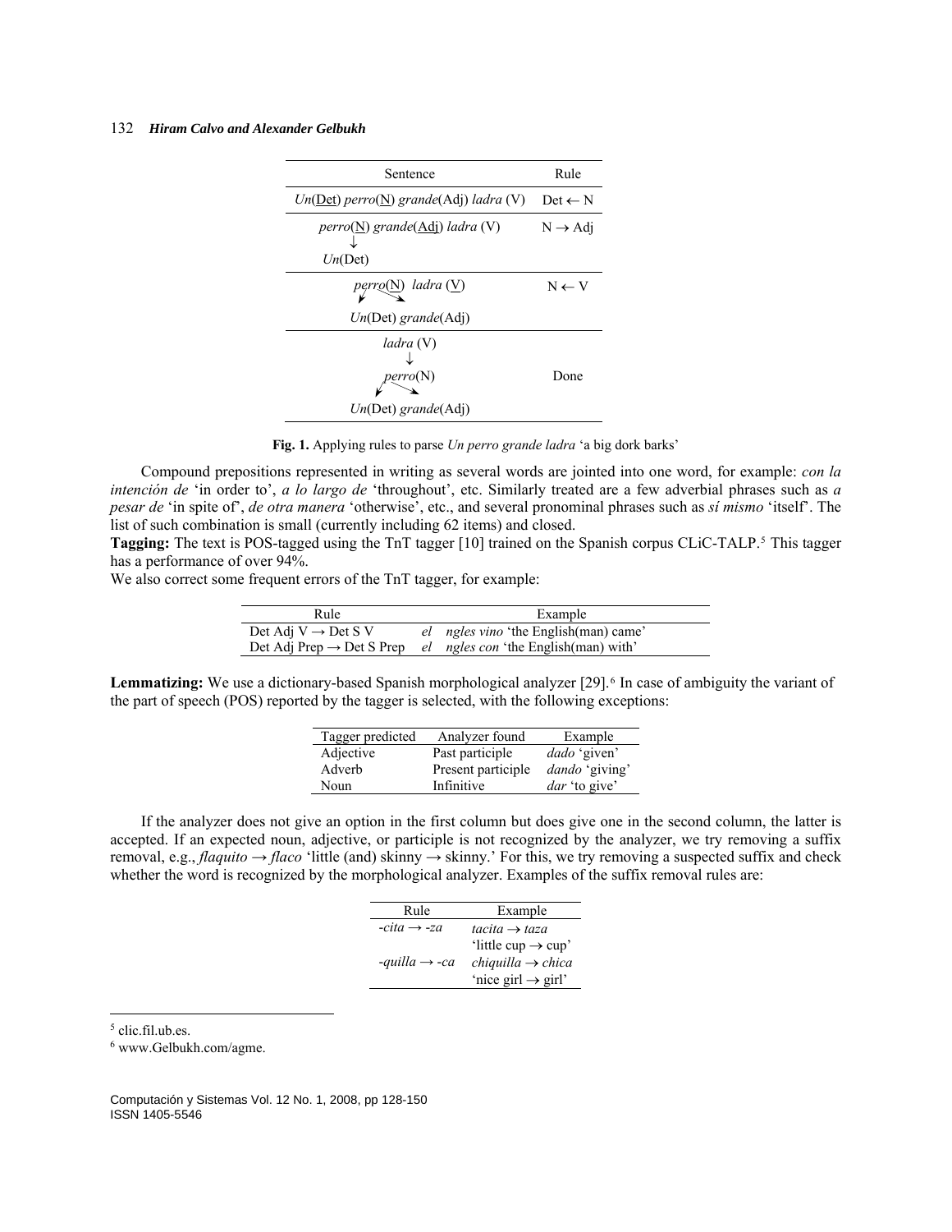| Sentence | Rule |
| --- | --- |
| *Un*(<u>Det</u>) *perro*(<u>N</u>) *grande*(Adj) *ladra* (V) | Det ← N |
| *perro*(<u>N</u>) *grande*(<u>Adj</u>) *ladra* (V) ↓ *Un*(Det) | N → Adj |
| *perro*(<u>N</u>) *ladra* (<u>V</u>) ↙↘ *Un*(Det) *grande*(Adj) | N ← V |
| *ladra* (V) ↓ *perro*(N) ↙↘ *Un*(Det) *grande*(Adj) | Done |

**Fig. 1.** Applying rules to parse *Un perro grande ladra* 'a big dork barks'

Compound prepositions represented in writing as several words are jointed into one word, for example: *con la intención de* 'in order to', *a lo largo de* 'throughout', etc. Similarly treated are a few adverbial phrases such as *a pesar de* 'in spite of', *de otra manera* 'otherwise', etc., and several pronominal phrases such as *sí mismo* 'itself'. The list of such combination is small (currently including 62 items) and closed.

**Tagging:** The text is POS-tagged using the TnT tagger [10] trained on the Spanish corpus CLiC-TALP.[5] This tagger has a performance of over 94%.

We also correct some frequent errors of the TnT tagger, for example:

| Rule | Example |
| --- | --- |
| Det Adj V → Det S V | *el ngles vino* 'the English(man) came' |
| Det Adj Prep → Det S Prep | *el ngles con* 'the English(man) with' |

**Lemmatizing:** We use a dictionary-based Spanish morphological analyzer [29].[6] In case of ambiguity the variant of the part of speech (POS) reported by the tagger is selected, with the following exceptions:

| Tagger predicted | Analyzer found | Example |
| --- | --- | --- |
| Adjective | Past participle | *dado* 'given' |
| Adverb | Present participle | *dando* 'giving' |
| Noun | Infinitive | *dar* 'to give' |

If the analyzer does not give an option in the first column but does give one in the second column, the latter is accepted. If an expected noun, adjective, or participle is not recognized by the analyzer, we try removing a suffix removal, e.g., *flaquito* → *flaco* 'little (and) skinny → skinny.' For this, we try removing a suspected suffix and check whether the word is recognized by the morphological analyzer. Examples of the suffix removal rules are:

| Rule | Example |
| --- | --- |
| *-cita* → *-za* | *tacita* → *taza* 'little cup → cup' |
| *-quilla* → *-ca* | *chiquilla* → *chica* 'nice girl → girl' |

[5] clic.fil.ub.es.

[6] www.Gelbukh.com/agme.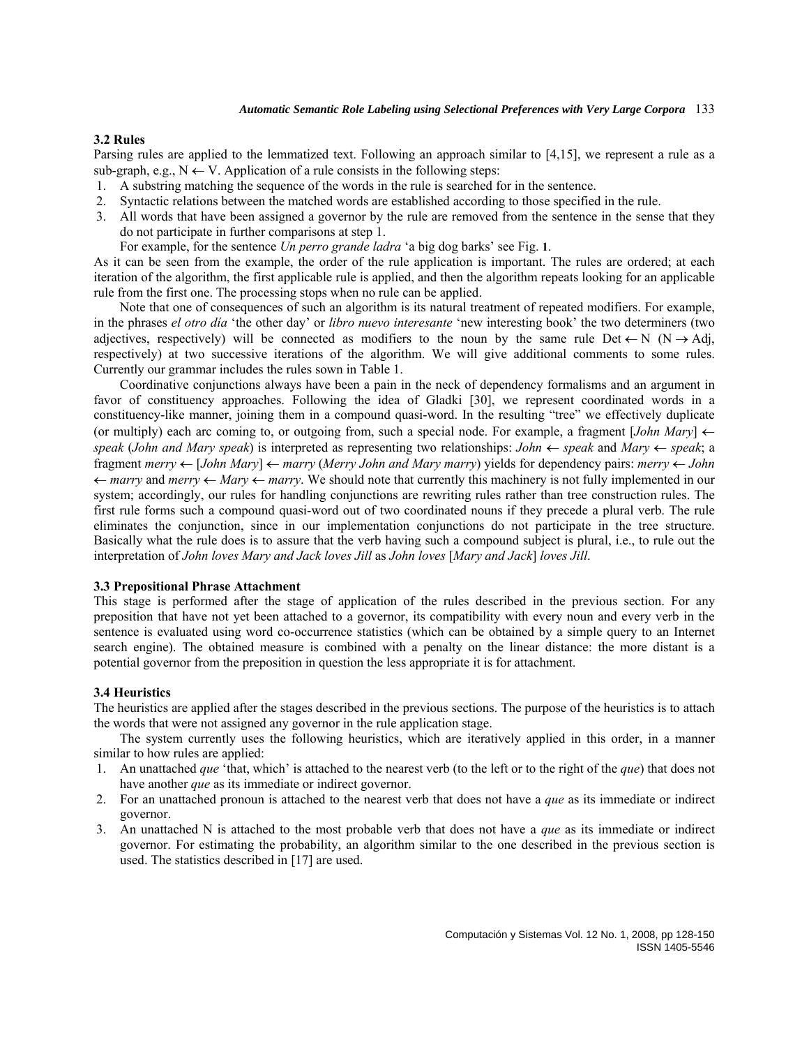### 3.2 Rules

Parsing rules are applied to the lemmatized text. Following an approach similar to [4,15], we represent a rule as a sub-graph, e.g., N ← V. Application of a rule consists in the following steps:

1. A substring matching the sequence of the words in the rule is searched for in the sentence.
2. Syntactic relations between the matched words are established according to those specified in the rule.
3. All words that have been assigned a governor by the rule are removed from the sentence in the sense that they do not participate in further comparisons at step 1.

   For example, for the sentence *Un perro grande ladra* 'a big dog barks' see Fig. **1**.

As it can be seen from the example, the order of the rule application is important. The rules are ordered; at each iteration of the algorithm, the first applicable rule is applied, and then the algorithm repeats looking for an applicable rule from the first one. The processing stops when no rule can be applied.

Note that one of consequences of such an algorithm is its natural treatment of repeated modifiers. For example, in the phrases *el otro día* 'the other day' or *libro nuevo interesante* 'new interesting book' the two determiners (two adjectives, respectively) will be connected as modifiers to the noun by the same rule Det ← N (N → Adj, respectively) at two successive iterations of the algorithm. We will give additional comments to some rules. Currently our grammar includes the rules sown in Table 1.

Coordinative conjunctions always have been a pain in the neck of dependency formalisms and an argument in favor of constituency approaches. Following the idea of Gladki [30], we represent coordinated words in a constituency-like manner, joining them in a compound quasi-word. In the resulting "tree" we effectively duplicate (or multiply) each arc coming to, or outgoing from, such a special node. For example, a fragment [*John Mary*] ← *speak* (*John and Mary speak*) is interpreted as representing two relationships: *John* ← *speak* and *Mary* ← *speak*; a fragment *merry* ← [*John Mary*] ← *marry* (*Merry John and Mary marry*) yields for dependency pairs: *merry* ← *John* ← *marry* and *merry* ← *Mary* ← *marry*. We should note that currently this machinery is not fully implemented in our system; accordingly, our rules for handling conjunctions are rewriting rules rather than tree construction rules. The first rule forms such a compound quasi-word out of two coordinated nouns if they precede a plural verb. The rule eliminates the conjunction, since in our implementation conjunctions do not participate in the tree structure. Basically what the rule does is to assure that the verb having such a compound subject is plural, i.e., to rule out the interpretation of *John loves Mary and Jack loves Jill* as *John loves* [*Mary and Jack*] *loves Jill*.

### 3.3 Prepositional Phrase Attachment

This stage is performed after the stage of application of the rules described in the previous section. For any preposition that have not yet been attached to a governor, its compatibility with every noun and every verb in the sentence is evaluated using word co-occurrence statistics (which can be obtained by a simple query to an Internet search engine). The obtained measure is combined with a penalty on the linear distance: the more distant is a potential governor from the preposition in question the less appropriate it is for attachment.

### 3.4 Heuristics

The heuristics are applied after the stages described in the previous sections. The purpose of the heuristics is to attach the words that were not assigned any governor in the rule application stage.

The system currently uses the following heuristics, which are iteratively applied in this order, in a manner similar to how rules are applied:

1. An unattached *que* 'that, which' is attached to the nearest verb (to the left or to the right of the *que*) that does not have another *que* as its immediate or indirect governor.
2. For an unattached pronoun is attached to the nearest verb that does not have a *que* as its immediate or indirect governor.
3. An unattached N is attached to the most probable verb that does not have a *que* as its immediate or indirect governor. For estimating the probability, an algorithm similar to the one described in the previous section is used. The statistics described in [17] are used.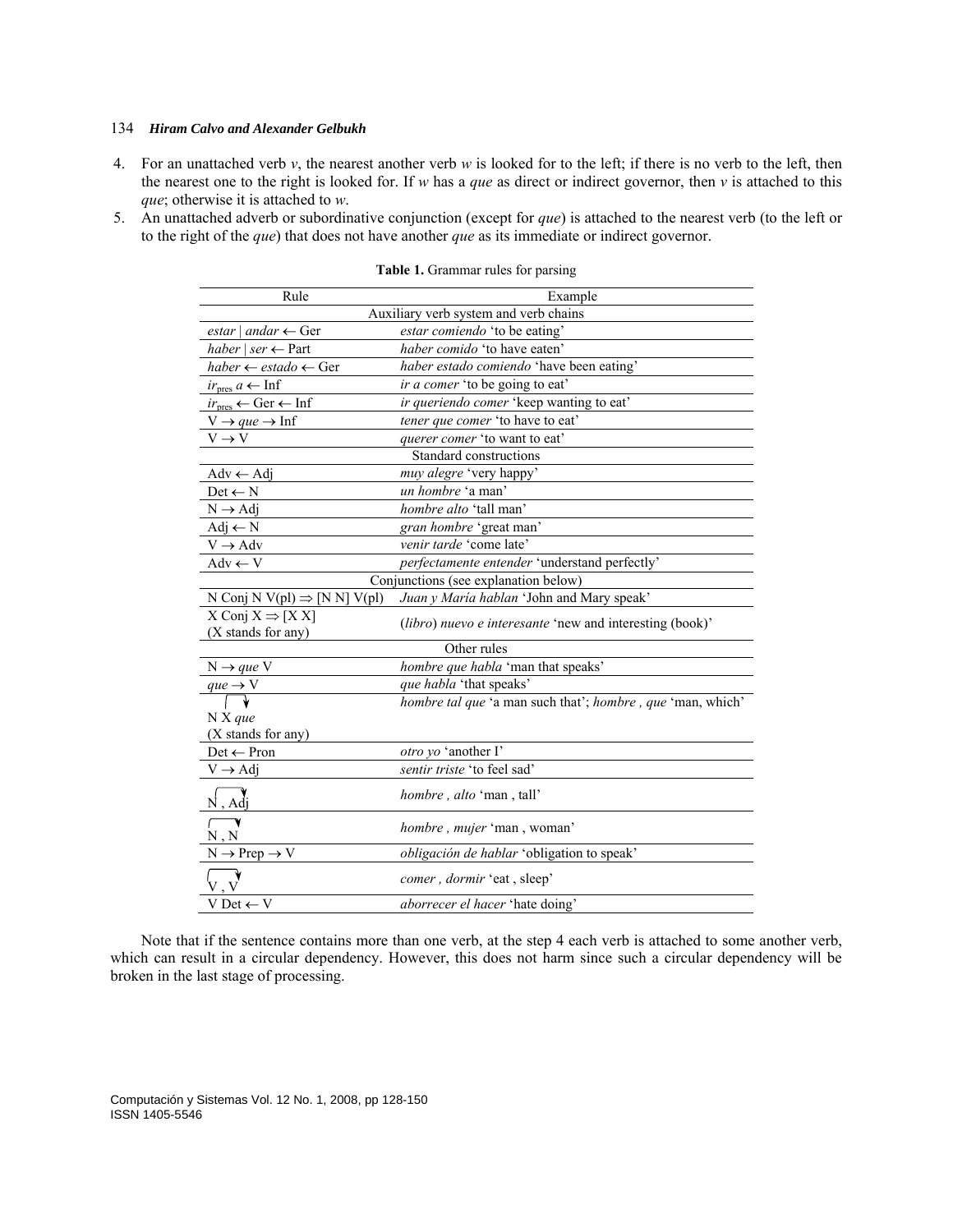4. For an unattached verb *v*, the nearest another verb *w* is looked for to the left; if there is no verb to the left, then the nearest one to the right is looked for. If *w* has a *que* as direct or indirect governor, then *v* is attached to this *que*; otherwise it is attached to *w*.
5. An unattached adverb or subordinative conjunction (except for *que*) is attached to the nearest verb (to the left or to the right of the *que*) that does not have another *que* as its immediate or indirect governor.

**Table 1.** Grammar rules for parsing

| Rule | Example |
|---|---|
| Auxiliary verb system and verb chains | |
| *estar* \| *andar* ← Ger | *estar comiendo* 'to be eating' |
| *haber* \| *ser* ← Part | *haber comido* 'to have eaten' |
| *haber* ← *estado* ← Ger | *haber estado comiendo* 'have been eating' |
| $ir_{pres}$ *a* ← Inf | *ir a comer* 'to be going to eat' |
| $ir_{pres}$ ← Ger ← Inf | *ir queriendo comer* 'keep wanting to eat' |
| V → *que* → Inf | *tener que comer* 'to have to eat' |
| V → V | *querer comer* 'to want to eat' |
| Standard constructions | |
| Adv ← Adj | *muy alegre* 'very happy' |
| Det ← N | *un hombre* 'a man' |
| N → Adj | *hombre alto* 'tall man' |
| Adj ← N | *gran hombre* 'great man' |
| V → Adv | *venir tarde* 'come late' |
| Adv ← V | *perfectamente entender* 'understand perfectly' |
| Conjunctions (see explanation below) | |
| N Conj N V(pl) ⇒ [N N] V(pl) | *Juan y María hablan* 'John and Mary speak' |
| X Conj X ⇒ [X X] (X stands for any) | (*libro*) *nuevo e interesante* 'new and interesting (book)' |
| Other rules | |
| N → *que* V | *hombre que habla* 'man that speaks' |
| *que* → V | *que habla* 'that speaks' |
| N X *que* (arc N → *que*) (X stands for any) | *hombre tal que* 'a man such that'; *hombre , que* 'man, which' |
| Det ← Pron | *otro yo* 'another I' |
| V → Adj | *sentir triste* 'to feel sad' |
| N , Adj (arc N → Adj) | *hombre , alto* 'man , tall' |
| N , N (arc N → N) | *hombre , mujer* 'man , woman' |
| N → Prep → V | *obligación de hablar* 'obligation to speak' |
| V , V (arc V → V) | *comer , dormir* 'eat , sleep' |
| V Det ← V | *aborrecer el hacer* 'hate doing' |

Note that if the sentence contains more than one verb, at the step 4 each verb is attached to some another verb, which can result in a circular dependency. However, this does not harm since such a circular dependency will be broken in the last stage of processing.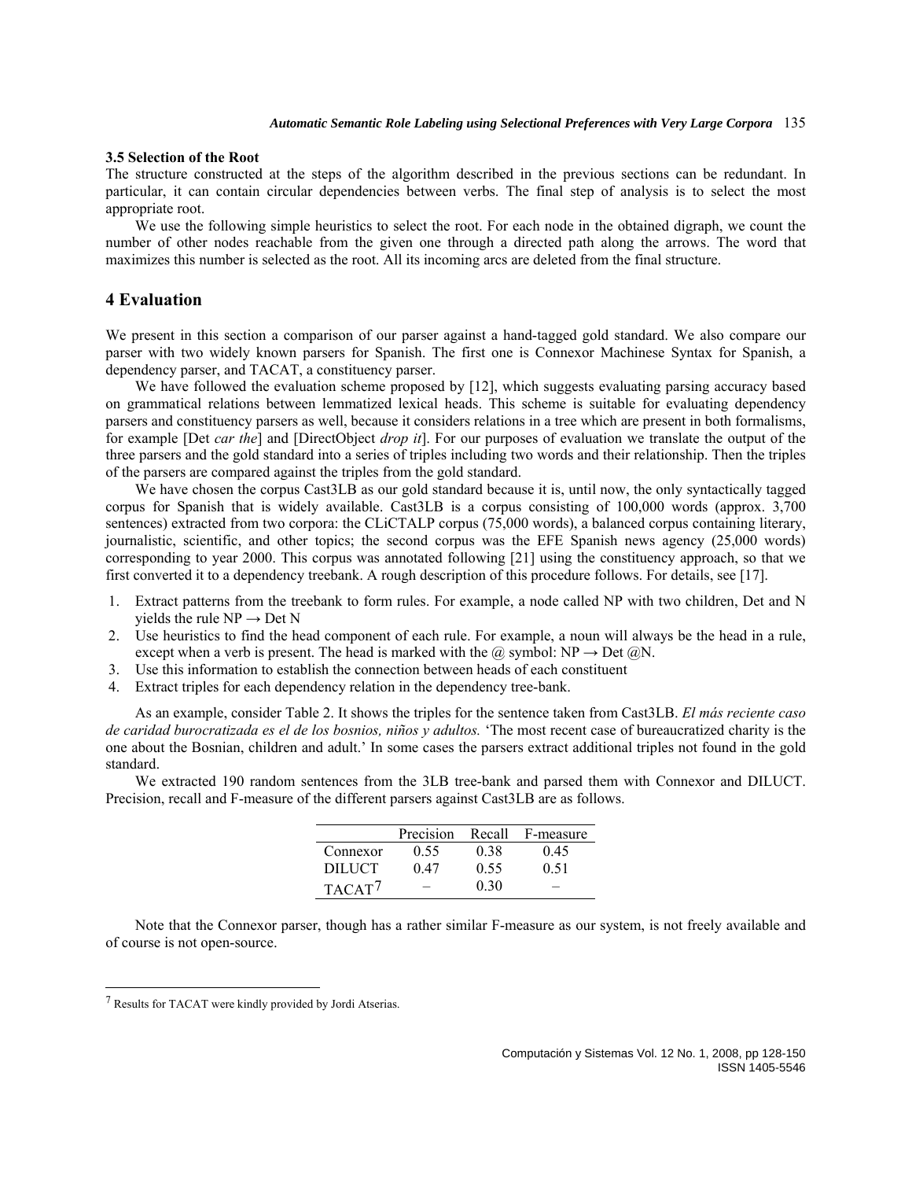### 3.5 Selection of the Root

The structure constructed at the steps of the algorithm described in the previous sections can be redundant. In particular, it can contain circular dependencies between verbs. The final step of analysis is to select the most appropriate root.

We use the following simple heuristics to select the root. For each node in the obtained digraph, we count the number of other nodes reachable from the given one through a directed path along the arrows. The word that maximizes this number is selected as the root. All its incoming arcs are deleted from the final structure.

## 4 Evaluation

We present in this section a comparison of our parser against a hand-tagged gold standard. We also compare our parser with two widely known parsers for Spanish. The first one is Connexor Machinese Syntax for Spanish, a dependency parser, and TACAT, a constituency parser.

We have followed the evaluation scheme proposed by [12], which suggests evaluating parsing accuracy based on grammatical relations between lemmatized lexical heads. This scheme is suitable for evaluating dependency parsers and constituency parsers as well, because it considers relations in a tree which are present in both formalisms, for example [Det *car the*] and [DirectObject *drop it*]. For our purposes of evaluation we translate the output of the three parsers and the gold standard into a series of triples including two words and their relationship. Then the triples of the parsers are compared against the triples from the gold standard.

We have chosen the corpus Cast3LB as our gold standard because it is, until now, the only syntactically tagged corpus for Spanish that is widely available. Cast3LB is a corpus consisting of 100,000 words (approx. 3,700 sentences) extracted from two corpora: the CLiCTALP corpus (75,000 words), a balanced corpus containing literary, journalistic, scientific, and other topics; the second corpus was the EFE Spanish news agency (25,000 words) corresponding to year 2000. This corpus was annotated following [21] using the constituency approach, so that we first converted it to a dependency treebank. A rough description of this procedure follows. For details, see [17].

1. Extract patterns from the treebank to form rules. For example, a node called NP with two children, Det and N yields the rule NP → Det N
2. Use heuristics to find the head component of each rule. For example, a noun will always be the head in a rule, except when a verb is present. The head is marked with the @ symbol: NP → Det @N.
3. Use this information to establish the connection between heads of each constituent
4. Extract triples for each dependency relation in the dependency tree-bank.

As an example, consider Table 2. It shows the triples for the sentence taken from Cast3LB. *El más reciente caso de caridad burocratizada es el de los bosnios, niños y adultos.* 'The most recent case of bureaucratized charity is the one about the Bosnian, children and adult.' In some cases the parsers extract additional triples not found in the gold standard.

We extracted 190 random sentences from the 3LB tree-bank and parsed them with Connexor and DILUCT. Precision, recall and F-measure of the different parsers against Cast3LB are as follows.

| | Precision | Recall | F-measure |
|---|---|---|---|
| Connexor | 0.55 | 0.38 | 0.45 |
| DILUCT | 0.47 | 0.55 | 0.51 |
| TACAT[7] | – | 0.30 | – |

Note that the Connexor parser, though has a rather similar F-measure as our system, is not freely available and of course is not open-source.

---

[7] Results for TACAT were kindly provided by Jordi Atserias.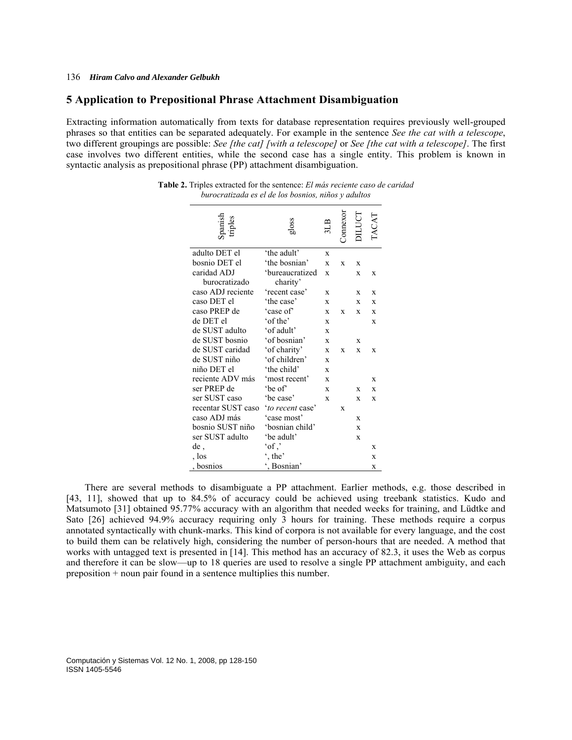## 5 Application to Prepositional Phrase Attachment Disambiguation

Extracting information automatically from texts for database representation requires previously well-grouped phrases so that entities can be separated adequately. For example in the sentence *See the cat with a telescope*, two different groupings are possible: *See [the cat] [with a telescope]* or *See [the cat with a telescope]*. The first case involves two different entities, while the second case has a single entity. This problem is known in syntactic analysis as prepositional phrase (PP) attachment disambiguation.

**Table 2.** Triples extracted for the sentence: *El más reciente caso de caridad burocratizada es el de los bosnios, niños y adultos*

| Spanish triples | gloss | 3LB | Connexor | DILUCT | TACAT |
|---|---|---|---|---|---|
| adulto DET el | 'the adult' | x | | | |
| bosnio DET el | 'the bosnian' | x | x | x | |
| caridad ADJ burocratizado | 'bureaucratized charity' | x | | x | x |
| caso ADJ reciente | 'recent case' | x | | x | x |
| caso DET el | 'the case' | x | | x | x |
| caso PREP de | 'case of' | x | x | x | x |
| de DET el | 'of the' | x | | | x |
| de SUST adulto | 'of adult' | x | | | |
| de SUST bosnio | 'of bosnian' | x | | x | |
| de SUST caridad | 'of charity' | x | x | x | x |
| de SUST niño | 'of children' | x | | | |
| niño DET el | 'the child' | x | | | |
| reciente ADV más | 'most recent' | x | | | x |
| ser PREP de | 'be of' | x | | x | x |
| ser SUST caso | 'be case' | x | | x | x |
| recentar SUST caso | '*to recent* case' | | x | | |
| caso ADJ más | 'case most' | | | x | |
| bosnio SUST niño | 'bosnian child' | | | x | |
| ser SUST adulto | 'be adult' | | | x | |
| de , | 'of ,' | | | | x |
| , los | ', the' | | | | x |
| , bosnios | ', Bosnian' | | | | x |

There are several methods to disambiguate a PP attachment. Earlier methods, e.g. those described in [43, 11], showed that up to 84.5% of accuracy could be achieved using treebank statistics. Kudo and Matsumoto [31] obtained 95.77% accuracy with an algorithm that needed weeks for training, and Lüdtke and Sato [26] achieved 94.9% accuracy requiring only 3 hours for training. These methods require a corpus annotated syntactically with chunk-marks. This kind of corpora is not available for every language, and the cost to build them can be relatively high, considering the number of person-hours that are needed. A method that works with untagged text is presented in [14]. This method has an accuracy of 82.3, it uses the Web as corpus and therefore it can be slow—up to 18 queries are used to resolve a single PP attachment ambiguity, and each preposition + noun pair found in a sentence multiplies this number.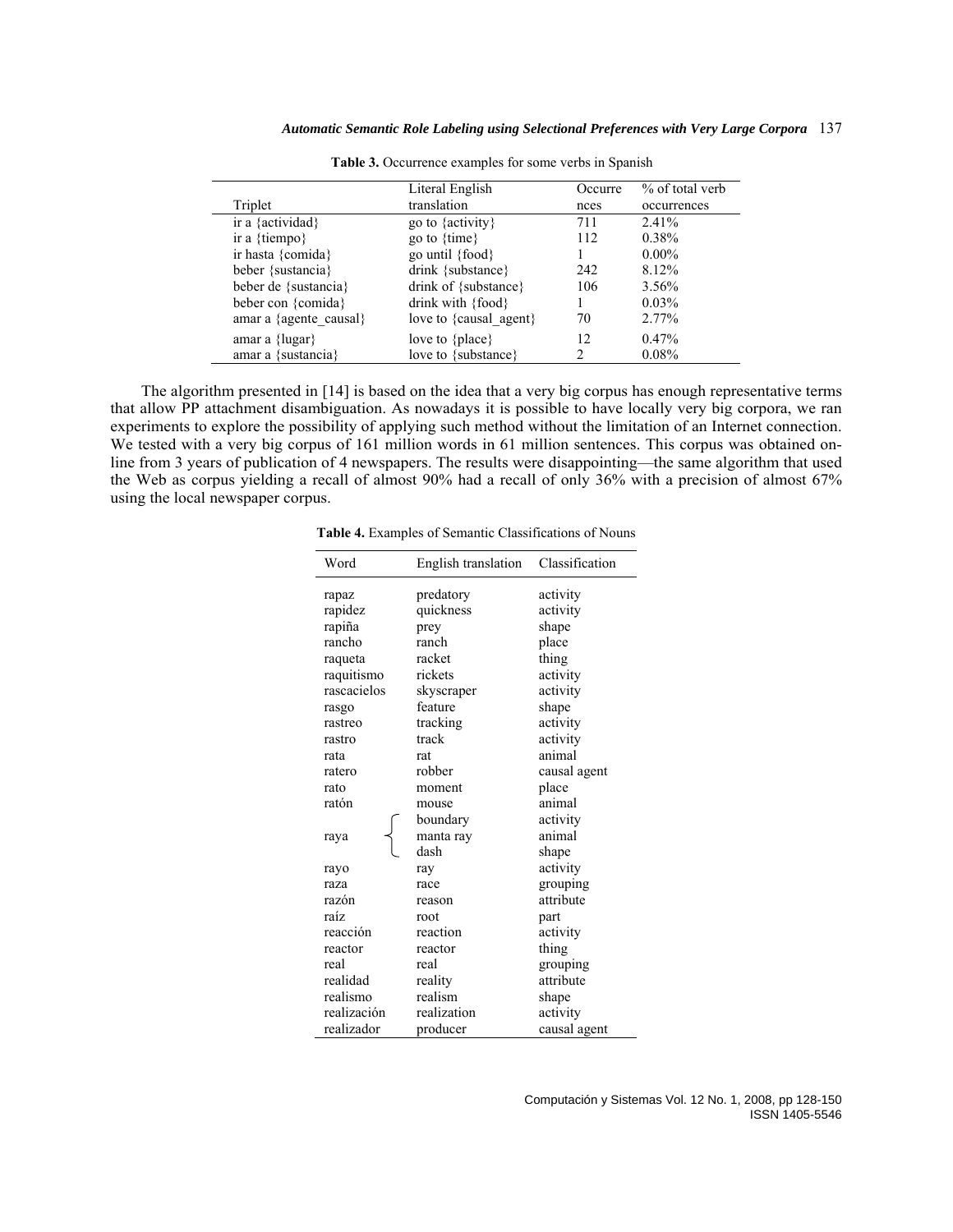**Table 3.** Occurrence examples for some verbs in Spanish

| Triplet | Literal English translation | Occurrences | % of total verb occurrences |
|---|---|---|---|
| ir a {actividad} | go to {activity} | 711 | 2.41% |
| ir a {tiempo} | go to {time} | 112 | 0.38% |
| ir hasta {comida} | go until {food} | 1 | 0.00% |
| beber {sustancia} | drink {substance} | 242 | 8.12% |
| beber de {sustancia} | drink of {substance} | 106 | 3.56% |
| beber con {comida} | drink with {food} | 1 | 0.03% |
| amar a {agente_causal} | love to {causal_agent} | 70 | 2.77% |
| amar a {lugar} | love to {place} | 12 | 0.47% |
| amar a {sustancia} | love to {substance} | 2 | 0.08% |

The algorithm presented in [14] is based on the idea that a very big corpus has enough representative terms that allow PP attachment disambiguation. As nowadays it is possible to have locally very big corpora, we ran experiments to explore the possibility of applying such method without the limitation of an Internet connection. We tested with a very big corpus of 161 million words in 61 million sentences. This corpus was obtained on-line from 3 years of publication of 4 newspapers. The results were disappointing—the same algorithm that used the Web as corpus yielding a recall of almost 90% had a recall of only 36% with a precision of almost 67% using the local newspaper corpus.

**Table 4.** Examples of Semantic Classifications of Nouns

| Word | English translation | Classification |
|---|---|---|
| rapaz | predatory | activity |
| rapidez | quickness | activity |
| rapiña | prey | shape |
| rancho | ranch | place |
| raqueta | racket | thing |
| raquitismo | rickets | activity |
| rascacielos | skyscraper | activity |
| rasgo | feature | shape |
| rastreo | tracking | activity |
| rastro | track | activity |
| rata | rat | animal |
| ratero | robber | causal agent |
| rato | moment | place |
| ratón | mouse | animal |
| raya | boundary | activity |
| | manta ray | animal |
| | dash | shape |
| rayo | ray | activity |
| raza | race | grouping |
| razón | reason | attribute |
| raíz | root | part |
| reacción | reaction | activity |
| reactor | reactor | thing |
| real | real | grouping |
| realidad | reality | attribute |
| realismo | realism | shape |
| realización | realization | activity |
| realizador | producer | causal agent |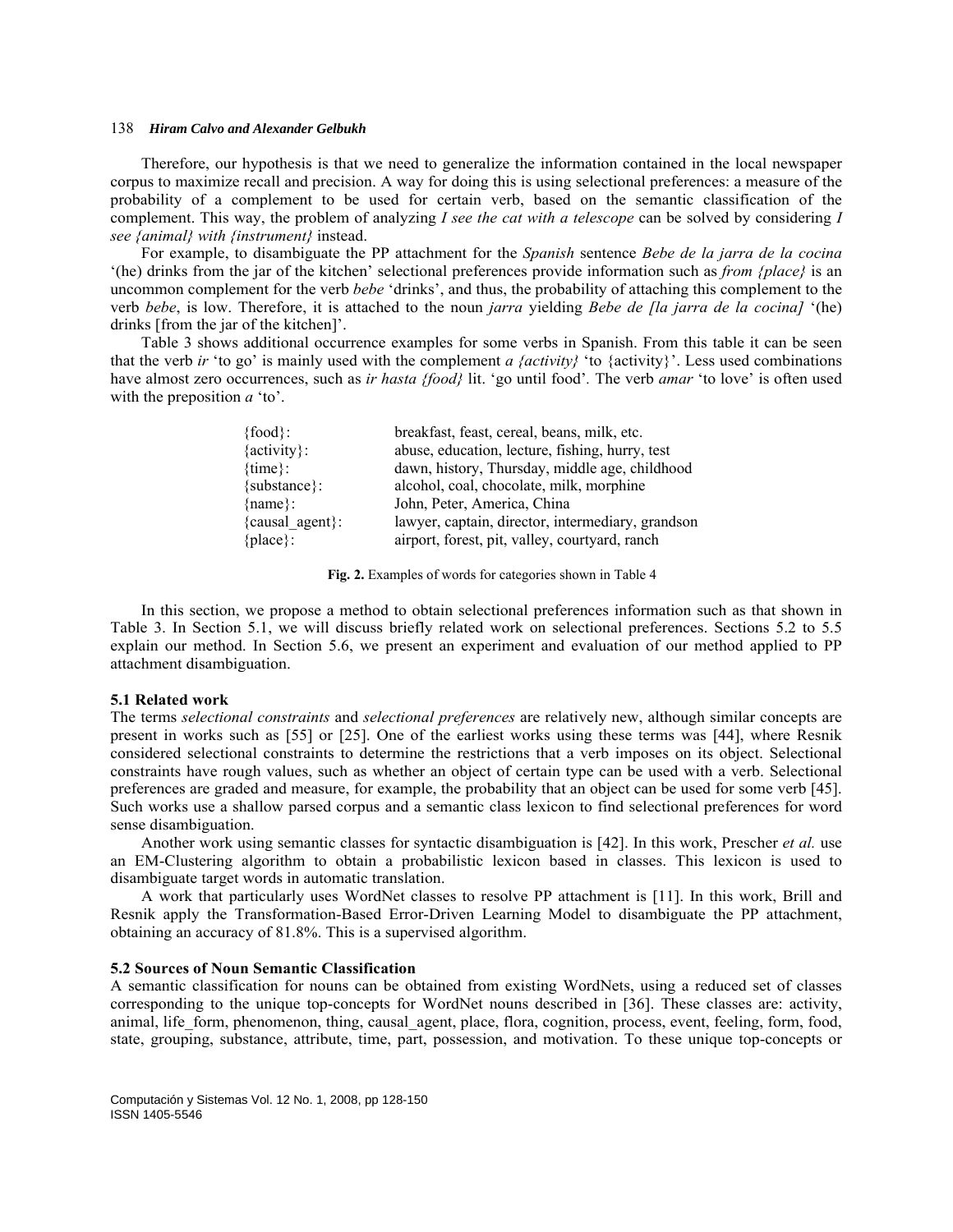Therefore, our hypothesis is that we need to generalize the information contained in the local newspaper corpus to maximize recall and precision. A way for doing this is using selectional preferences: a measure of the probability of a complement to be used for certain verb, based on the semantic classification of the complement. This way, the problem of analyzing *I see the cat with a telescope* can be solved by considering *I see {animal} with {instrument}* instead.

For example, to disambiguate the PP attachment for the *Spanish* sentence *Bebe de la jarra de la cocina* '(he) drinks from the jar of the kitchen' selectional preferences provide information such as *from {place}* is an uncommon complement for the verb *bebe* 'drinks', and thus, the probability of attaching this complement to the verb *bebe*, is low. Therefore, it is attached to the noun *jarra* yielding *Bebe de [la jarra de la cocina]* '(he) drinks [from the jar of the kitchen]'.

Table 3 shows additional occurrence examples for some verbs in Spanish. From this table it can be seen that the verb *ir* 'to go' is mainly used with the complement *a {activity}* 'to {activity}'. Less used combinations have almost zero occurrences, such as *ir hasta {food}* lit. 'go until food'. The verb *amar* 'to love' is often used with the preposition *a* 'to'.

| | |
|---|---|
| {food}: | breakfast, feast, cereal, beans, milk, etc. |
| {activity}: | abuse, education, lecture, fishing, hurry, test |
| {time}: | dawn, history, Thursday, middle age, childhood |
| {substance}: | alcohol, coal, chocolate, milk, morphine |
| {name}: | John, Peter, America, China |
| {causal_agent}: | lawyer, captain, director, intermediary, grandson |
| {place}: | airport, forest, pit, valley, courtyard, ranch |

**Fig. 2.** Examples of words for categories shown in Table 4

In this section, we propose a method to obtain selectional preferences information such as that shown in Table 3. In Section 5.1, we will discuss briefly related work on selectional preferences. Sections 5.2 to 5.5 explain our method. In Section 5.6, we present an experiment and evaluation of our method applied to PP attachment disambiguation.

### 5.1 Related work

The terms *selectional constraints* and *selectional preferences* are relatively new, although similar concepts are present in works such as [55] or [25]. One of the earliest works using these terms was [44], where Resnik considered selectional constraints to determine the restrictions that a verb imposes on its object. Selectional constraints have rough values, such as whether an object of certain type can be used with a verb. Selectional preferences are graded and measure, for example, the probability that an object can be used for some verb [45]. Such works use a shallow parsed corpus and a semantic class lexicon to find selectional preferences for word sense disambiguation.

Another work using semantic classes for syntactic disambiguation is [42]. In this work, Prescher *et al.* use an EM-Clustering algorithm to obtain a probabilistic lexicon based in classes. This lexicon is used to disambiguate target words in automatic translation.

A work that particularly uses WordNet classes to resolve PP attachment is [11]. In this work, Brill and Resnik apply the Transformation-Based Error-Driven Learning Model to disambiguate the PP attachment, obtaining an accuracy of 81.8%. This is a supervised algorithm.

### 5.2 Sources of Noun Semantic Classification

A semantic classification for nouns can be obtained from existing WordNets, using a reduced set of classes corresponding to the unique top-concepts for WordNet nouns described in [36]. These classes are: activity, animal, life_form, phenomenon, thing, causal_agent, place, flora, cognition, process, event, feeling, form, food, state, grouping, substance, attribute, time, part, possession, and motivation. To these unique top-concepts or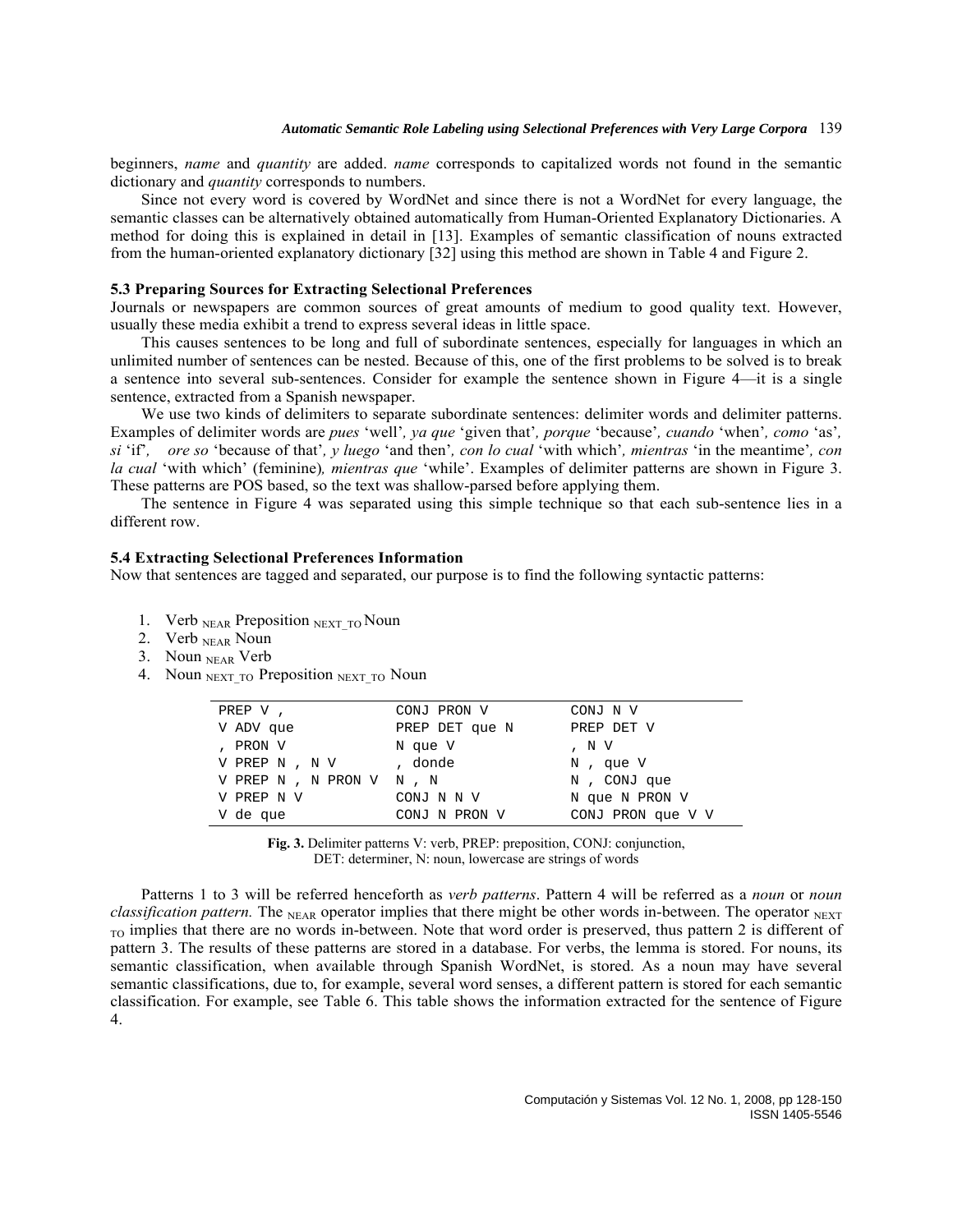beginners, *name* and *quantity* are added. *name* corresponds to capitalized words not found in the semantic dictionary and *quantity* corresponds to numbers.

Since not every word is covered by WordNet and since there is not a WordNet for every language, the semantic classes can be alternatively obtained automatically from Human-Oriented Explanatory Dictionaries. A method for doing this is explained in detail in [13]. Examples of semantic classification of nouns extracted from the human-oriented explanatory dictionary [32] using this method are shown in Table 4 and Figure 2.

### 5.3 Preparing Sources for Extracting Selectional Preferences

Journals or newspapers are common sources of great amounts of medium to good quality text. However, usually these media exhibit a trend to express several ideas in little space.

This causes sentences to be long and full of subordinate sentences, especially for languages in which an unlimited number of sentences can be nested. Because of this, one of the first problems to be solved is to break a sentence into several sub-sentences. Consider for example the sentence shown in Figure 4—it is a single sentence, extracted from a Spanish newspaper.

We use two kinds of delimiters to separate subordinate sentences: delimiter words and delimiter patterns. Examples of delimiter words are *pues* 'well', *ya que* 'given that', *porque* 'because', *cuando* 'when', *como* 'as', *si* 'if', *ore so* 'because of that', *y luego* 'and then', *con lo cual* 'with which', *mientras* 'in the meantime', *con la cual* 'with which' (feminine), *mientras que* 'while'. Examples of delimiter patterns are shown in Figure 3. These patterns are POS based, so the text was shallow-parsed before applying them.

The sentence in Figure 4 was separated using this simple technique so that each sub-sentence lies in a different row.

### 5.4 Extracting Selectional Preferences Information

Now that sentences are tagged and separated, our purpose is to find the following syntactic patterns:

1. Verb $_{NEAR}$ Preposition $_{NEXT\_TO}$ Noun
2. Verb $_{NEAR}$ Noun
3. Noun $_{NEAR}$ Verb
4. Noun $_{NEXT\_TO}$ Preposition $_{NEXT\_TO}$ Noun

| | | |
|---|---|---|
| PREP V , | CONJ PRON V | CONJ N V |
| V ADV que | PREP DET que N | PREP DET V |
| , PRON V | N que V | , N V |
| V PREP N , N V | , donde | N , que V |
| V PREP N , N PRON V | N , N | N , CONJ que |
| V PREP N V | CONJ N N V | N que N PRON V |
| V de que | CONJ N PRON V | CONJ PRON que V V |

**Fig. 3.** Delimiter patterns V: verb, PREP: preposition, CONJ: conjunction, DET: determiner, N: noun, lowercase are strings of words

Patterns 1 to 3 will be referred henceforth as *verb patterns*. Pattern 4 will be referred as a *noun* or *noun classification pattern.* The $_{NEAR}$ operator implies that there might be other words in-between. The operator $_{NEXT\_TO}$ implies that there are no words in-between. Note that word order is preserved, thus pattern 2 is different of pattern 3. The results of these patterns are stored in a database. For verbs, the lemma is stored. For nouns, its semantic classification, when available through Spanish WordNet, is stored. As a noun may have several semantic classifications, due to, for example, several word senses, a different pattern is stored for each semantic classification. For example, see Table 6. This table shows the information extracted for the sentence of Figure 4.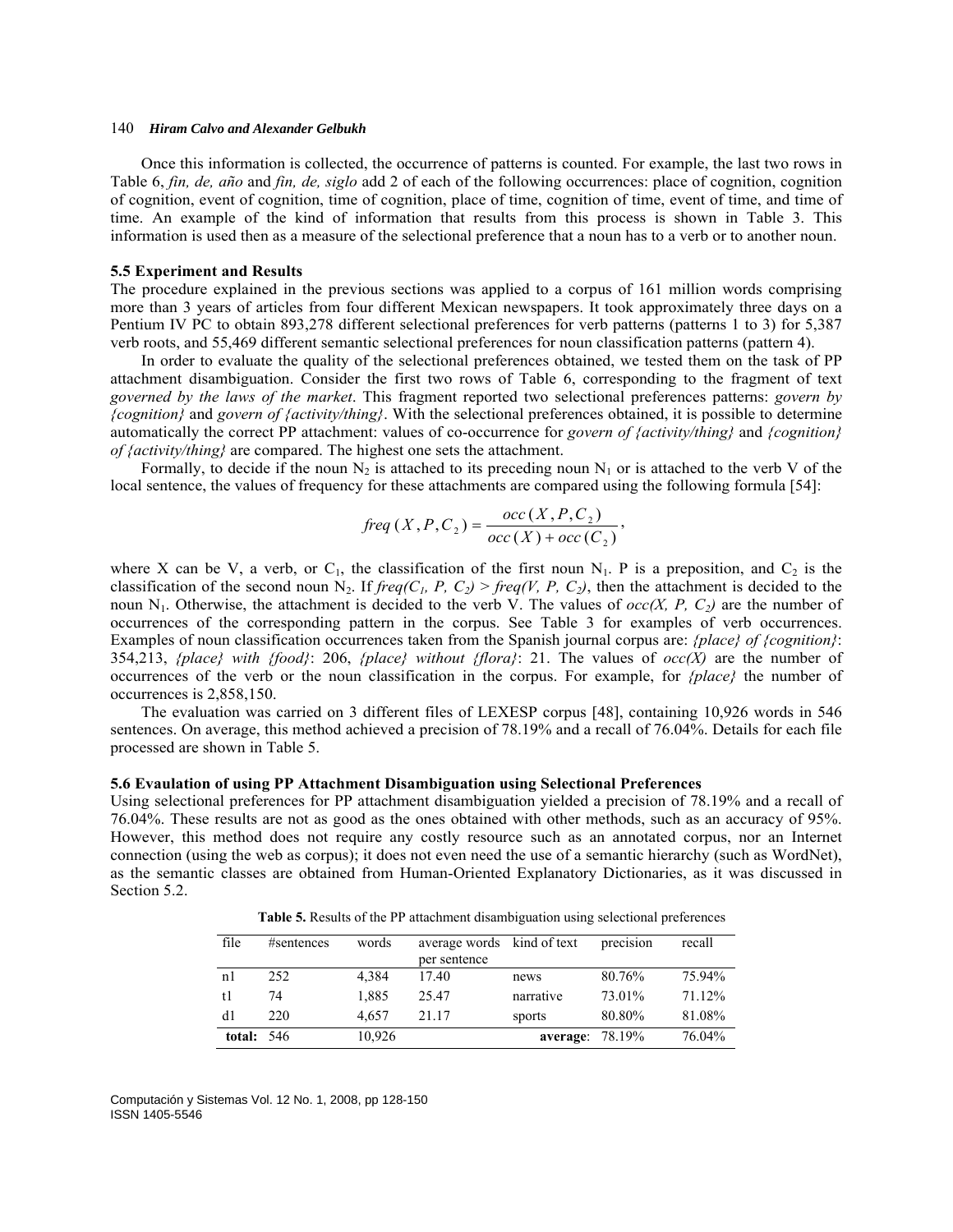Once this information is collected, the occurrence of patterns is counted. For example, the last two rows in Table 6, *fin, de, año* and *fin, de, siglo* add 2 of each of the following occurrences: place of cognition, cognition of cognition, event of cognition, time of cognition, place of time, cognition of time, event of time, and time of time. An example of the kind of information that results from this process is shown in Table 3. This information is used then as a measure of the selectional preference that a noun has to a verb or to another noun.

### 5.5 Experiment and Results

The procedure explained in the previous sections was applied to a corpus of 161 million words comprising more than 3 years of articles from four different Mexican newspapers. It took approximately three days on a Pentium IV PC to obtain 893,278 different selectional preferences for verb patterns (patterns 1 to 3) for 5,387 verb roots, and 55,469 different semantic selectional preferences for noun classification patterns (pattern 4).

In order to evaluate the quality of the selectional preferences obtained, we tested them on the task of PP attachment disambiguation. Consider the first two rows of Table 6, corresponding to the fragment of text *governed by the laws of the market*. This fragment reported two selectional preferences patterns: *govern by {cognition}* and *govern of {activity/thing}*. With the selectional preferences obtained, it is possible to determine automatically the correct PP attachment: values of co-occurrence for *govern of {activity/thing}* and *{cognition} of {activity/thing}* are compared. The highest one sets the attachment.

Formally, to decide if the noun $N_2$ is attached to its preceding noun $N_1$ or is attached to the verb V of the local sentence, the values of frequency for these attachments are compared using the following formula [54]:

$$freq(X, P, C_2) = \frac{occ(X, P, C_2)}{occ(X) + occ(C_2)},$$

where X can be V, a verb, or $C_1$, the classification of the first noun $N_1$. P is a preposition, and $C_2$ is the classification of the second noun $N_2$. If $freq(C_1, P, C_2) > freq(V, P, C_2)$, then the attachment is decided to the noun $N_1$. Otherwise, the attachment is decided to the verb V. The values of $occ(X, P, C_2)$ are the number of occurrences of the corresponding pattern in the corpus. See Table 3 for examples of verb occurrences. Examples of noun classification occurrences taken from the Spanish journal corpus are: *{place} of {cognition}*: 354,213, *{place} with {food}*: 206, *{place} without {flora}*: 21. The values of $occ(X)$ are the number of occurrences of the verb or the noun classification in the corpus. For example, for *{place}* the number of occurrences is 2,858,150.

The evaluation was carried on 3 different files of LEXESP corpus [48], containing 10,926 words in 546 sentences. On average, this method achieved a precision of 78.19% and a recall of 76.04%. Details for each file processed are shown in Table 5.

### 5.6 Evaluation of using PP Attachment Disambiguation using Selectional Preferences

Using selectional preferences for PP attachment disambiguation yielded a precision of 78.19% and a recall of 76.04%. These results are not as good as the ones obtained with other methods, such as an accuracy of 95%. However, this method does not require any costly resource such as an annotated corpus, nor an Internet connection (using the web as corpus); it does not even need the use of a semantic hierarchy (such as WordNet), as the semantic classes are obtained from Human-Oriented Explanatory Dictionaries, as it was discussed in Section 5.2.

**Table 5.** Results of the PP attachment disambiguation using selectional preferences

| file | #sentences | words | average words per sentence | kind of text | precision | recall |
|---|---|---|---|---|---|---|
| n1 | 252 | 4,384 | 17.40 | news | 80.76% | 75.94% |
| t1 | 74 | 1,885 | 25.47 | narrative | 73.01% | 71.12% |
| d1 | 220 | 4,657 | 21.17 | sports | 80.80% | 81.08% |
| **total:** | 546 | 10,926 | | **average**: | 78.19% | 76.04% |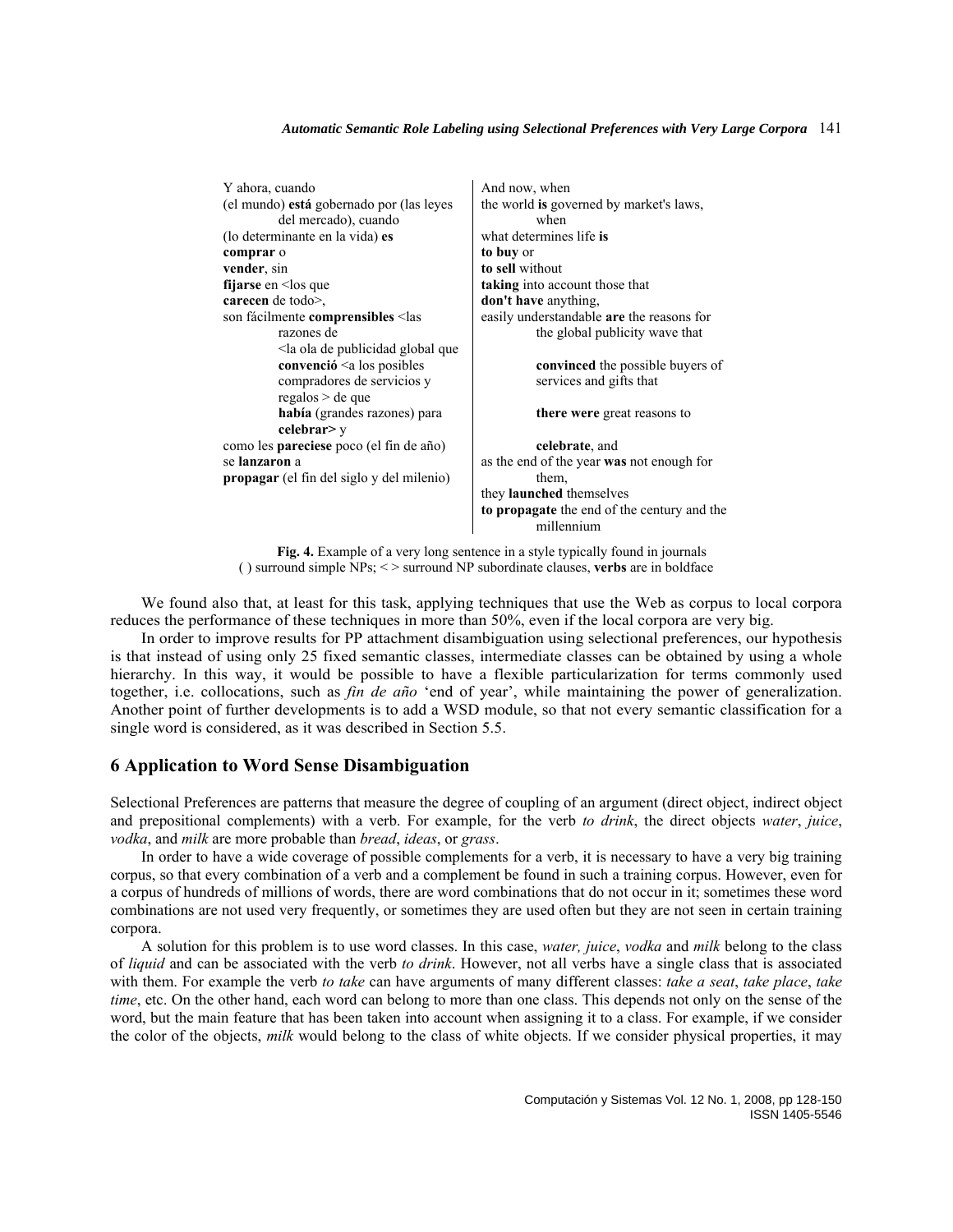| | |
|---|---|
| Y ahora, cuando | And now, when |
| (el mundo) **está** gobernado por (las leyes del mercado), cuando | the world **is** governed by market's laws, when |
| (lo determinante en la vida) **es** | what determines life **is** |
| **comprar** o | **to buy** or |
| **vender**, sin | **to sell** without |
| **fijarse** en <los que | **taking** into account those that |
| **carecen** de todo>, | **don't have** anything, |
| son fácilmente **comprensibles** <las razones de | easily understandable **are** the reasons for |
| <la ola de publicidad global que | the global publicity wave that |
| **convenció** <a los posibles compradores de servicios y regalos > de que | **convinced** the possible buyers of services and gifts that |
| **había** (grandes razones) para | **there were** great reasons to |
| **celebrar>** y | **celebrate**, and |
| como les **pareciese** poco (el fin de año) | as the end of the year **was** not enough for them, |
| se **lanzaron** a | they **launched** themselves |
| **propagar** (el fin del siglo y del milenio) | **to propagate** the end of the century and the millennium |

**Fig. 4.** Example of a very long sentence in a style typically found in journals
( ) surround simple NPs; < > surround NP subordinate clauses, **verbs** are in boldface

We found also that, at least for this task, applying techniques that use the Web as corpus to local corpora reduces the performance of these techniques in more than 50%, even if the local corpora are very big.

In order to improve results for PP attachment disambiguation using selectional preferences, our hypothesis is that instead of using only 25 fixed semantic classes, intermediate classes can be obtained by using a whole hierarchy. In this way, it would be possible to have a flexible particularization for terms commonly used together, i.e. collocations, such as *fin de año* 'end of year', while maintaining the power of generalization. Another point of further developments is to add a WSD module, so that not every semantic classification for a single word is considered, as it was described in Section 5.5.

## 6 Application to Word Sense Disambiguation

Selectional Preferences are patterns that measure the degree of coupling of an argument (direct object, indirect object and prepositional complements) with a verb. For example, for the verb *to drink*, the direct objects *water*, *juice*, *vodka*, and *milk* are more probable than *bread*, *ideas*, or *grass*.

In order to have a wide coverage of possible complements for a verb, it is necessary to have a very big training corpus, so that every combination of a verb and a complement be found in such a training corpus. However, even for a corpus of hundreds of millions of words, there are word combinations that do not occur in it; sometimes these word combinations are not used very frequently, or sometimes they are used often but they are not seen in certain training corpora.

A solution for this problem is to use word classes. In this case, *water, juice*, *vodka* and *milk* belong to the class of *liquid* and can be associated with the verb *to drink*. However, not all verbs have a single class that is associated with them. For example the verb *to take* can have arguments of many different classes: *take a seat*, *take place*, *take time*, etc. On the other hand, each word can belong to more than one class. This depends not only on the sense of the word, but the main feature that has been taken into account when assigning it to a class. For example, if we consider the color of the objects, *milk* would belong to the class of white objects. If we consider physical properties, it may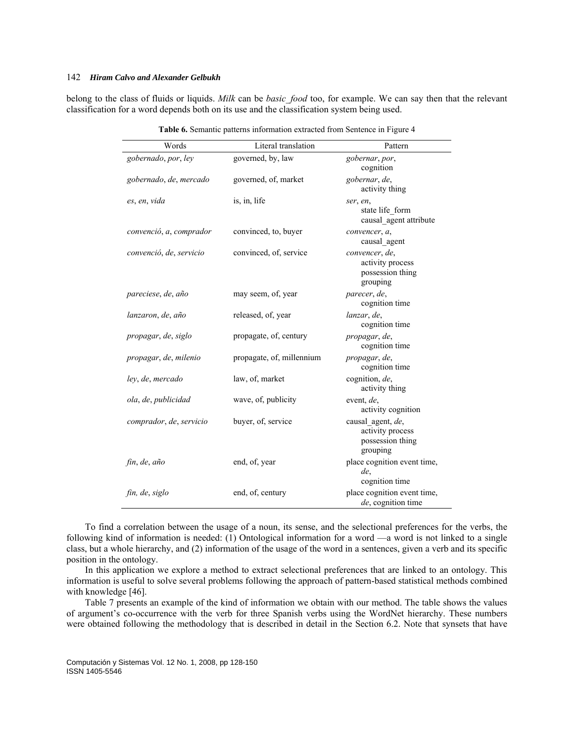belong to the class of fluids or liquids. *Milk* can be *basic_food* too, for example. We can say then that the relevant classification for a word depends both on its use and the classification system being used.

**Table 6.** Semantic patterns information extracted from Sentence in Figure 4

| Words | Literal translation | Pattern |
|---|---|---|
| *gobernado*, *por*, *ley* | governed, by, law | *gobernar*, *por*, cognition |
| *gobernado*, *de*, *mercado* | governed, of, market | *gobernar*, *de*, activity thing |
| *es*, *en*, *vida* | is, in, life | *ser*, *en*, state life_form causal_agent attribute |
| *convenció*, *a*, *comprador* | convinced, to, buyer | *convencer*, *a*, causal_agent |
| *convenció*, *de*, *servicio* | convinced, of, service | *convencer*, *de*, activity process possession thing grouping |
| *pareciese*, *de*, *año* | may seem, of, year | *parecer*, *de*, cognition time |
| *lanzaron*, *de*, *año* | released, of, year | *lanzar*, *de*, cognition time |
| *propagar*, *de*, *siglo* | propagate, of, century | *propagar*, *de*, cognition time |
| *propagar*, *de*, *milenio* | propagate, of, millennium | *propagar*, *de*, cognition time |
| *ley*, *de*, *mercado* | law, of, market | cognition, *de*, activity thing |
| *ola*, *de*, *publicidad* | wave, of, publicity | event, *de*, activity cognition |
| *comprador*, *de*, *servicio* | buyer, of, service | causal_agent, *de*, activity process possession thing grouping |
| *fin*, *de*, *año* | end, of, year | place cognition event time, *de*, cognition time |
| *fin, de*, *siglo* | end, of, century | place cognition event time, *de*, cognition time |

To find a correlation between the usage of a noun, its sense, and the selectional preferences for the verbs, the following kind of information is needed: (1) Ontological information for a word —a word is not linked to a single class, but a whole hierarchy, and (2) information of the usage of the word in a sentences, given a verb and its specific position in the ontology.

In this application we explore a method to extract selectional preferences that are linked to an ontology. This information is useful to solve several problems following the approach of pattern-based statistical methods combined with knowledge [46].

Table 7 presents an example of the kind of information we obtain with our method. The table shows the values of argument's co-occurrence with the verb for three Spanish verbs using the WordNet hierarchy. These numbers were obtained following the methodology that is described in detail in the Section 6.2. Note that synsets that have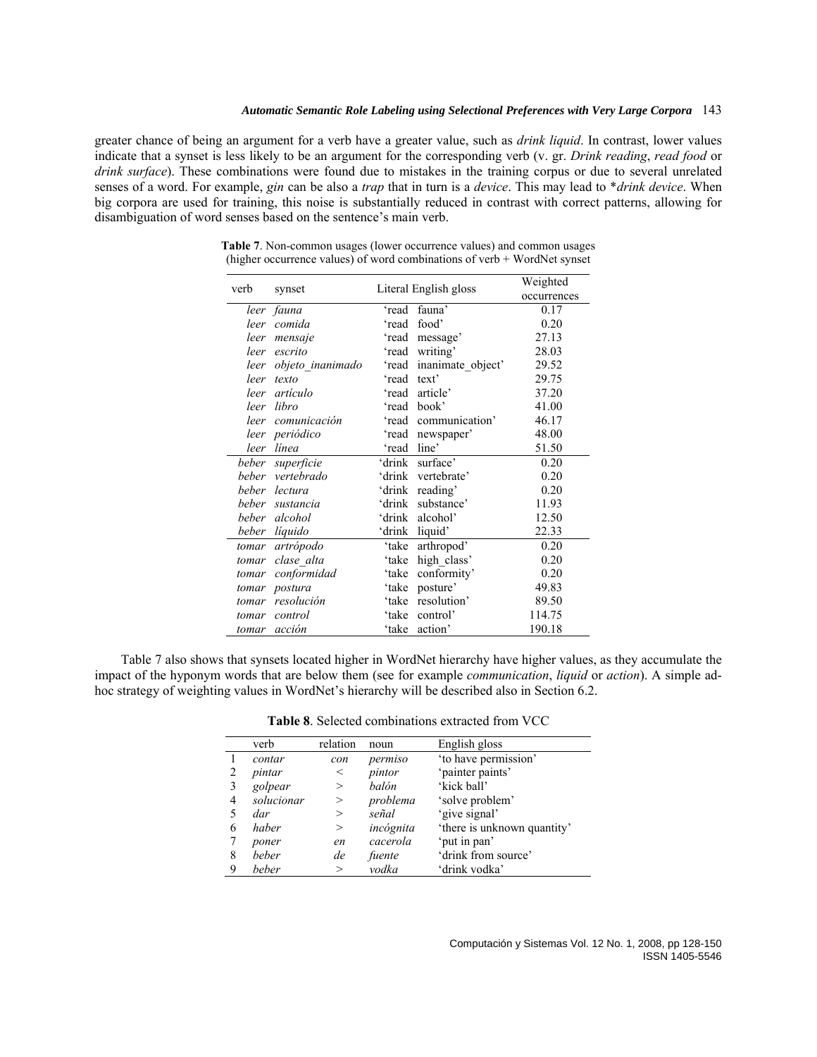greater chance of being an argument for a verb have a greater value, such as *drink liquid*. In contrast, lower values indicate that a synset is less likely to be an argument for the corresponding verb (v. gr. *Drink reading*, *read food* or *drink surface*). These combinations were found due to mistakes in the training corpus or due to several unrelated senses of a word. For example, *gin* can be also a *trap* that in turn is a *device*. This may lead to \**drink device*. When big corpora are used for training, this noise is substantially reduced in contrast with correct patterns, allowing for disambiguation of word senses based on the sentence's main verb.

**Table 7**. Non-common usages (lower occurrence values) and common usages (higher occurrence values) of word combinations of verb + WordNet synset

| verb | synset | Literal English gloss | Weighted occurrences |
|---|---|---|---|
| *leer* | *fauna* | 'read fauna' | 0.17 |
| *leer* | *comida* | 'read food' | 0.20 |
| *leer* | *mensaje* | 'read message' | 27.13 |
| *leer* | *escrito* | 'read writing' | 28.03 |
| *leer* | *objeto_inanimado* | 'read inanimate_object' | 29.52 |
| *leer* | *texto* | 'read text' | 29.75 |
| *leer* | *artículo* | 'read article' | 37.20 |
| *leer* | *libro* | 'read book' | 41.00 |
| *leer* | *comunicación* | 'read communication' | 46.17 |
| *leer* | *periódico* | 'read newspaper' | 48.00 |
| *leer* | *línea* | 'read line' | 51.50 |
| *beber* | *superficie* | 'drink surface' | 0.20 |
| *beber* | *vertebrado* | 'drink vertebrate' | 0.20 |
| *beber* | *lectura* | 'drink reading' | 0.20 |
| *beber* | *sustancia* | 'drink substance' | 11.93 |
| *beber* | *alcohol* | 'drink alcohol' | 12.50 |
| *beber* | *líquido* | 'drink liquid' | 22.33 |
| *tomar* | *artrópodo* | 'take arthropod' | 0.20 |
| *tomar* | *clase_alta* | 'take high_class' | 0.20 |
| *tomar* | *conformidad* | 'take conformity' | 0.20 |
| *tomar* | *postura* | 'take posture' | 49.83 |
| *tomar* | *resolución* | 'take resolution' | 89.50 |
| *tomar* | *control* | 'take control' | 114.75 |
| *tomar* | *acción* | 'take action' | 190.18 |

Table 7 also shows that synsets located higher in WordNet hierarchy have higher values, as they accumulate the impact of the hyponym words that are below them (see for example *communication*, *liquid* or *action*). A simple ad-hoc strategy of weighting values in WordNet's hierarchy will be described also in Section 6.2.

**Table 8**. Selected combinations extracted from VCC

| | verb | relation | noun | English gloss |
|---|---|---|---|---|
| 1 | *contar* | *con* | *permiso* | 'to have permission' |
| 2 | *pintar* | < | *pintor* | 'painter paints' |
| 3 | *golpear* | > | *balón* | 'kick ball' |
| 4 | *solucionar* | > | *problema* | 'solve problem' |
| 5 | *dar* | > | *señal* | 'give signal' |
| 6 | *haber* | > | *incógnita* | 'there is unknown quantity' |
| 7 | *poner* | *en* | *cacerola* | 'put in pan' |
| 8 | *beber* | *de* | *fuente* | 'drink from source' |
| 9 | *beber* | > | *vodka* | 'drink vodka' |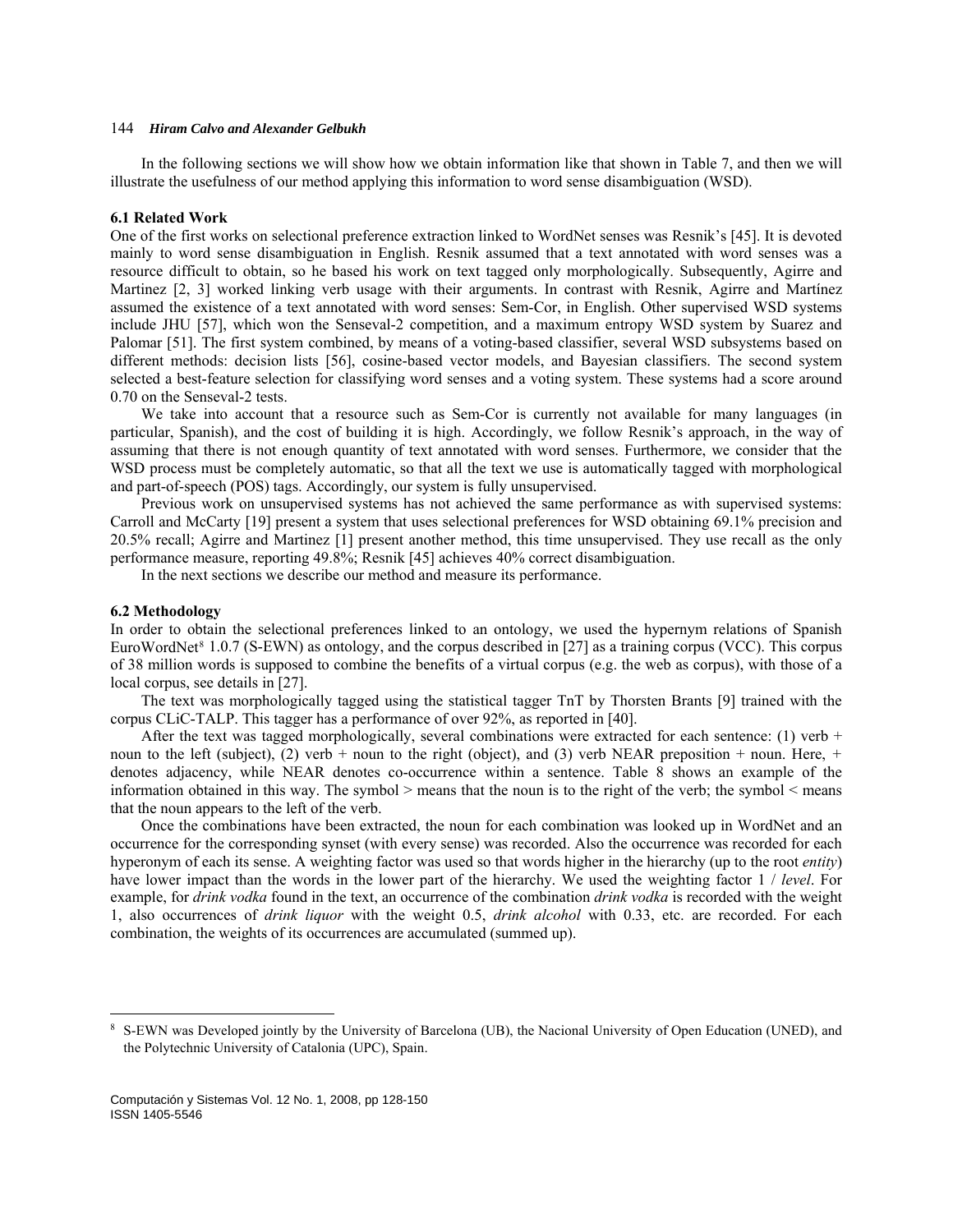In the following sections we will show how we obtain information like that shown in Table 7, and then we will illustrate the usefulness of our method applying this information to word sense disambiguation (WSD).

### 6.1 Related Work

One of the first works on selectional preference extraction linked to WordNet senses was Resnik's [45]. It is devoted mainly to word sense disambiguation in English. Resnik assumed that a text annotated with word senses was a resource difficult to obtain, so he based his work on text tagged only morphologically. Subsequently, Agirre and Martinez [2, 3] worked linking verb usage with their arguments. In contrast with Resnik, Agirre and Martínez assumed the existence of a text annotated with word senses: Sem-Cor, in English. Other supervised WSD systems include JHU [57], which won the Senseval-2 competition, and a maximum entropy WSD system by Suarez and Palomar [51]. The first system combined, by means of a voting-based classifier, several WSD subsystems based on different methods: decision lists [56], cosine-based vector models, and Bayesian classifiers. The second system selected a best-feature selection for classifying word senses and a voting system. These systems had a score around 0.70 on the Senseval-2 tests.

We take into account that a resource such as Sem-Cor is currently not available for many languages (in particular, Spanish), and the cost of building it is high. Accordingly, we follow Resnik's approach, in the way of assuming that there is not enough quantity of text annotated with word senses. Furthermore, we consider that the WSD process must be completely automatic, so that all the text we use is automatically tagged with morphological and part-of-speech (POS) tags. Accordingly, our system is fully unsupervised.

Previous work on unsupervised systems has not achieved the same performance as with supervised systems: Carroll and McCarty [19] present a system that uses selectional preferences for WSD obtaining 69.1% precision and 20.5% recall; Agirre and Martinez [1] present another method, this time unsupervised. They use recall as the only performance measure, reporting 49.8%; Resnik [45] achieves 40% correct disambiguation.

In the next sections we describe our method and measure its performance.

### 6.2 Methodology

In order to obtain the selectional preferences linked to an ontology, we used the hypernym relations of Spanish EuroWordNet[8] 1.0.7 (S-EWN) as ontology, and the corpus described in [27] as a training corpus (VCC). This corpus of 38 million words is supposed to combine the benefits of a virtual corpus (e.g. the web as corpus), with those of a local corpus, see details in [27].

The text was morphologically tagged using the statistical tagger TnT by Thorsten Brants [9] trained with the corpus CLiC-TALP. This tagger has a performance of over 92%, as reported in [40].

After the text was tagged morphologically, several combinations were extracted for each sentence: (1) verb + noun to the left (subject), (2) verb + noun to the right (object), and (3) verb NEAR preposition + noun. Here, + denotes adjacency, while NEAR denotes co-occurrence within a sentence. Table 8 shows an example of the information obtained in this way. The symbol > means that the noun is to the right of the verb; the symbol < means that the noun appears to the left of the verb.

Once the combinations have been extracted, the noun for each combination was looked up in WordNet and an occurrence for the corresponding synset (with every sense) was recorded. Also the occurrence was recorded for each hyperonym of each its sense. A weighting factor was used so that words higher in the hierarchy (up to the root *entity*) have lower impact than the words in the lower part of the hierarchy. We used the weighting factor 1 / *level*. For example, for *drink vodka* found in the text, an occurrence of the combination *drink vodka* is recorded with the weight 1, also occurrences of *drink liquor* with the weight 0.5, *drink alcohol* with 0.33, etc. are recorded. For each combination, the weights of its occurrences are accumulated (summed up).

---

[8] S-EWN was Developed jointly by the University of Barcelona (UB), the Nacional University of Open Education (UNED), and the Polytechnic University of Catalonia (UPC), Spain.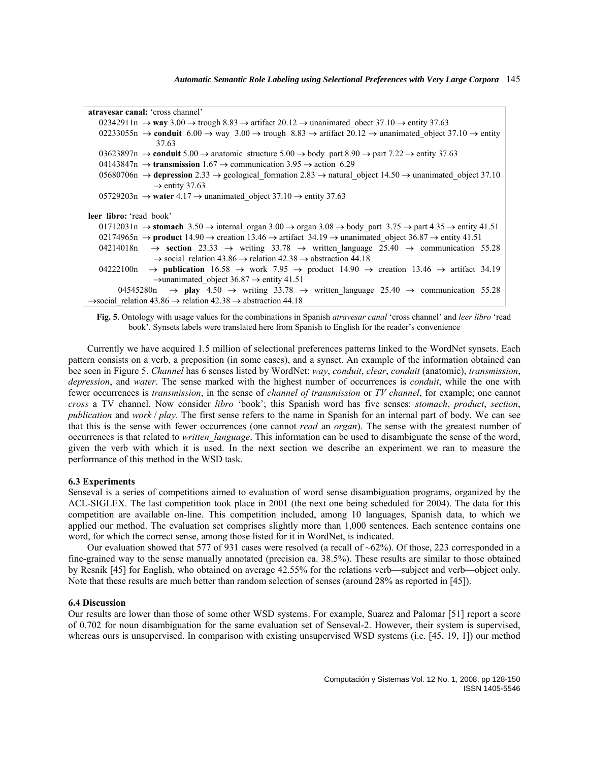**atravesar canal:** 'cross channel'

02342911n → **way** 3.00 → trough 8.83 → artifact 20.12 → unanimated_obect 37.10 → entity 37.63

02233055n → **conduit** 6.00 → way 3.00 → trough 8.83 → artifact 20.12 → unanimated_object 37.10 → entity 37.63

03623897n → **conduit** 5.00 → anatomic_structure 5.00 → body_part 8.90 → part 7.22 → entity 37.63

04143847n → **transmission** 1.67 → communication 3.95 → action 6.29

05680706n → **depression** 2.33 → geological_formation 2.83 → natural_object 14.50 → unanimated_object 37.10 → entity 37.63

05729203n → **water** 4.17 → unanimated_object 37.10 → entity 37.63

**leer libro:** 'read book'

01712031n → **stomach** 3.50 → internal_organ 3.00 → organ 3.08 → body_part 3.75 → part 4.35 → entity 41.51

02174965n → **product** 14.90 → creation 13.46 → artifact 34.19 → unanimated_object 36.87 → entity 41.51

04214018n → **section** 23.33 → writing 33.78 → written_language 25.40 → communication 55.28 → social_relation 43.86 → relation 42.38 → abstraction 44.18

04222100n → **publication** 16.58 → work 7.95 → product 14.90 → creation 13.46 → artifact 34.19 → unanimated_object 36.87 → entity 41.51

04545280n → **play** 4.50 → writing 33.78 → written_language 25.40 → communication 55.28 → social_relation 43.86 → relation 42.38 → abstraction 44.18

**Fig. 5**. Ontology with usage values for the combinations in Spanish *atravesar canal* 'cross channel' and *leer libro* 'read book'. Synsets labels were translated here from Spanish to English for the reader's convenience

Currently we have acquired 1.5 million of selectional preferences patterns linked to the WordNet synsets. Each pattern consists on a verb, a preposition (in some cases), and a synset. An example of the information obtained can bee seen in Figure 5. *Channel* has 6 senses listed by WordNet: *way*, *conduit*, *clear*, *conduit* (anatomic), *transmission*, *depression*, and *water*. The sense marked with the highest number of occurrences is *conduit*, while the one with fewer occurrences is *transmission*, in the sense of *channel of transmission* or *TV channel*, for example; one cannot *cross* a TV channel. Now consider *libro* 'book'; this Spanish word has five senses: *stomach*, *product*, *section*, *publication* and *work* / *play*. The first sense refers to the name in Spanish for an internal part of body. We can see that this is the sense with fewer occurrences (one cannot *read* an *organ*). The sense with the greatest number of occurrences is that related to *written_language*. This information can be used to disambiguate the sense of the word, given the verb with which it is used. In the next section we describe an experiment we ran to measure the performance of this method in the WSD task.

### 6.3 Experiments

Senseval is a series of competitions aimed to evaluation of word sense disambiguation programs, organized by the ACL-SIGLEX. The last competition took place in 2001 (the next one being scheduled for 2004). The data for this competition are available on-line. This competition included, among 10 languages, Spanish data, to which we applied our method. The evaluation set comprises slightly more than 1,000 sentences. Each sentence contains one word, for which the correct sense, among those listed for it in WordNet, is indicated.

Our evaluation showed that 577 of 931 cases were resolved (a recall of ~62%). Of those, 223 corresponded in a fine-grained way to the sense manually annotated (precision ca. 38.5%). These results are similar to those obtained by Resnik [45] for English, who obtained on average 42.55% for the relations verb—subject and verb—object only. Note that these results are much better than random selection of senses (around 28% as reported in [45]).

### 6.4 Discussion

Our results are lower than those of some other WSD systems. For example, Suarez and Palomar [51] report a score of 0.702 for noun disambiguation for the same evaluation set of Senseval-2. However, their system is supervised, whereas ours is unsupervised. In comparison with existing unsupervised WSD systems (i.e. [45, 19, 1]) our method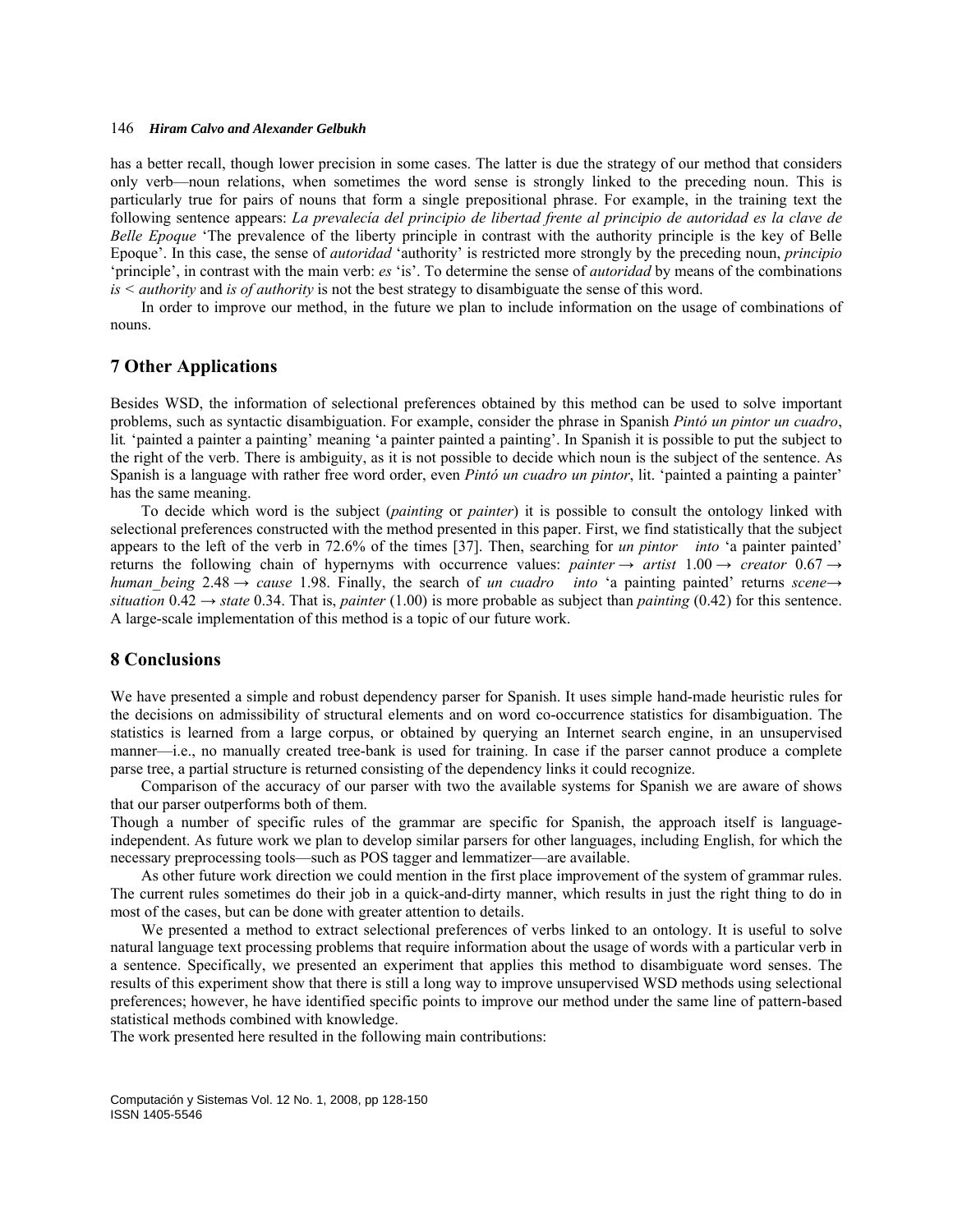has a better recall, though lower precision in some cases. The latter is due the strategy of our method that considers only verb—noun relations, when sometimes the word sense is strongly linked to the preceding noun. This is particularly true for pairs of nouns that form a single prepositional phrase. For example, in the training text the following sentence appears: *La prevalecía del principio de libertad frente al principio de autoridad es la clave de Belle Epoque* 'The prevalence of the liberty principle in contrast with the authority principle is the key of Belle Epoque'. In this case, the sense of *autoridad* 'authority' is restricted more strongly by the preceding noun, *principio* 'principle', in contrast with the main verb: *es* 'is'. To determine the sense of *autoridad* by means of the combinations *is < authority* and *is of authority* is not the best strategy to disambiguate the sense of this word.

In order to improve our method, in the future we plan to include information on the usage of combinations of nouns.

## 7 Other Applications

Besides WSD, the information of selectional preferences obtained by this method can be used to solve important problems, such as syntactic disambiguation. For example, consider the phrase in Spanish *Pintó un pintor un cuadro*, lit*.* 'painted a painter a painting' meaning 'a painter painted a painting'. In Spanish it is possible to put the subject to the right of the verb. There is ambiguity, as it is not possible to decide which noun is the subject of the sentence. As Spanish is a language with rather free word order, even *Pintó un cuadro un pintor*, lit. 'painted a painting a painter' has the same meaning.

To decide which word is the subject (*painting* or *painter*) it is possible to consult the ontology linked with selectional preferences constructed with the method presented in this paper. First, we find statistically that the subject appears to the left of the verb in 72.6% of the times [37]. Then, searching for *un pintor  into* 'a painter painted' returns the following chain of hypernyms with occurrence values: *painter* → *artist* 1.00 → *creator* 0.67 → *human_being* 2.48 → *cause* 1.98. Finally, the search of *un cuadro  into* 'a painting painted' returns *scene*→ *situation* 0.42 → *state* 0.34. That is, *painter* (1.00) is more probable as subject than *painting* (0.42) for this sentence. A large-scale implementation of this method is a topic of our future work.

## 8 Conclusions

We have presented a simple and robust dependency parser for Spanish. It uses simple hand-made heuristic rules for the decisions on admissibility of structural elements and on word co-occurrence statistics for disambiguation. The statistics is learned from a large corpus, or obtained by querying an Internet search engine, in an unsupervised manner—i.e., no manually created tree-bank is used for training. In case if the parser cannot produce a complete parse tree, a partial structure is returned consisting of the dependency links it could recognize.

Comparison of the accuracy of our parser with two the available systems for Spanish we are aware of shows that our parser outperforms both of them.

Though a number of specific rules of the grammar are specific for Spanish, the approach itself is language-independent. As future work we plan to develop similar parsers for other languages, including English, for which the necessary preprocessing tools—such as POS tagger and lemmatizer—are available.

As other future work direction we could mention in the first place improvement of the system of grammar rules. The current rules sometimes do their job in a quick-and-dirty manner, which results in just the right thing to do in most of the cases, but can be done with greater attention to details.

We presented a method to extract selectional preferences of verbs linked to an ontology. It is useful to solve natural language text processing problems that require information about the usage of words with a particular verb in a sentence. Specifically, we presented an experiment that applies this method to disambiguate word senses. The results of this experiment show that there is still a long way to improve unsupervised WSD methods using selectional preferences; however, he have identified specific points to improve our method under the same line of pattern-based statistical methods combined with knowledge.

The work presented here resulted in the following main contributions: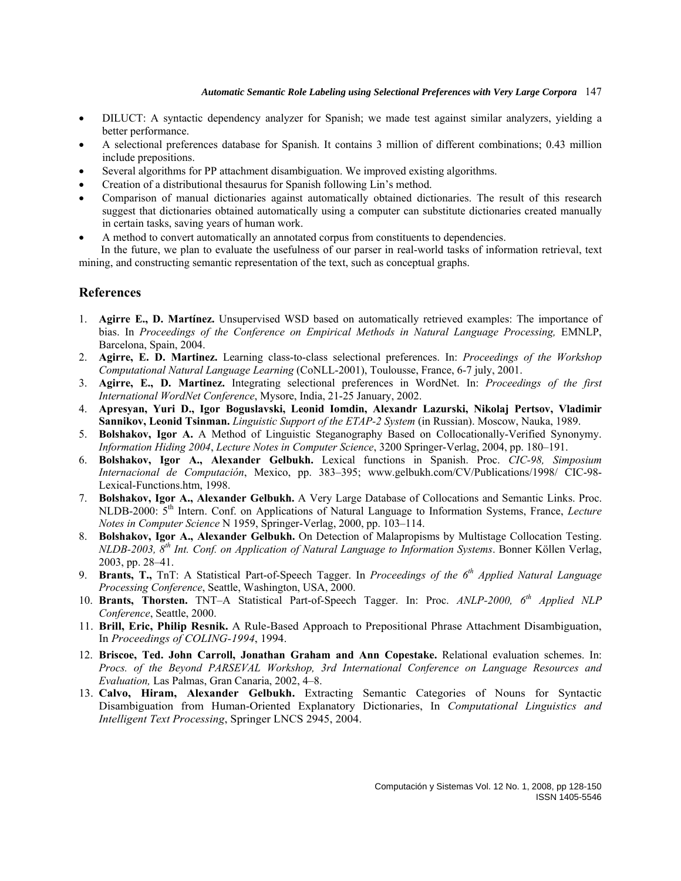- DILUCT: A syntactic dependency analyzer for Spanish; we made test against similar analyzers, yielding a better performance.
- A selectional preferences database for Spanish. It contains 3 million of different combinations; 0.43 million include prepositions.
- Several algorithms for PP attachment disambiguation. We improved existing algorithms.
- Creation of a distributional thesaurus for Spanish following Lin's method.
- Comparison of manual dictionaries against automatically obtained dictionaries. The result of this research suggest that dictionaries obtained automatically using a computer can substitute dictionaries created manually in certain tasks, saving years of human work.
- A method to convert automatically an annotated corpus from constituents to dependencies.

In the future, we plan to evaluate the usefulness of our parser in real-world tasks of information retrieval, text mining, and constructing semantic representation of the text, such as conceptual graphs.

## References

1. **Agirre E., D. Martínez.** Unsupervised WSD based on automatically retrieved examples: The importance of bias. In *Proceedings of the Conference on Empirical Methods in Natural Language Processing,* EMNLP, Barcelona, Spain, 2004.
2. **Agirre, E. D. Martinez.** Learning class-to-class selectional preferences. In: *Proceedings of the Workshop Computational Natural Language Learning* (CoNLL-2001), Toulousse, France, 6-7 july, 2001.
3. **Agirre, E., D. Martinez.** Integrating selectional preferences in WordNet. In: *Proceedings of the first International WordNet Conference*, Mysore, India, 21-25 January, 2002.
4. **Apresyan, Yuri D., Igor Boguslavski, Leonid Iomdin, Alexandr Lazurski, Nikolaj Pertsov, Vladimir Sannikov, Leonid Tsinman.** *Linguistic Support of the ETAP-2 System* (in Russian). Moscow, Nauka, 1989.
5. **Bolshakov, Igor A.** A Method of Linguistic Steganography Based on Collocationally-Verified Synonymy. *Information Hiding 2004*, *Lecture Notes in Computer Science*, 3200 Springer-Verlag, 2004, pp. 180–191.
6. **Bolshakov, Igor A., Alexander Gelbukh.** Lexical functions in Spanish. Proc. *CIC-98, Simposium Internacional de Computación*, Mexico, pp. 383–395; www.gelbukh.com/CV/Publications/1998/ CIC-98-Lexical-Functions.htm, 1998.
7. **Bolshakov, Igor A., Alexander Gelbukh.** A Very Large Database of Collocations and Semantic Links. Proc. NLDB-2000: 5th Intern. Conf. on Applications of Natural Language to Information Systems, France, *Lecture Notes in Computer Science* N 1959, Springer-Verlag, 2000, pp. 103–114.
8. **Bolshakov, Igor A., Alexander Gelbukh.** On Detection of Malapropisms by Multistage Collocation Testing. *NLDB-2003, 8th Int. Conf. on Application of Natural Language to Information Systems*. Bonner Köllen Verlag, 2003, pp. 28–41.
9. **Brants, T.,** TnT: A Statistical Part-of-Speech Tagger. In *Proceedings of the 6th Applied Natural Language Processing Conference*, Seattle, Washington, USA, 2000.
10. **Brants, Thorsten.** TNT–A Statistical Part-of-Speech Tagger. In: Proc. *ANLP-2000, 6th Applied NLP Conference*, Seattle, 2000.
11. **Brill, Eric, Philip Resnik.** A Rule-Based Approach to Prepositional Phrase Attachment Disambiguation, In *Proceedings of COLING-1994*, 1994.
12. **Briscoe, Ted. John Carroll, Jonathan Graham and Ann Copestake.** Relational evaluation schemes. In: *Procs. of the Beyond PARSEVAL Workshop, 3rd International Conference on Language Resources and Evaluation,* Las Palmas, Gran Canaria, 2002, 4–8.
13. **Calvo, Hiram, Alexander Gelbukh.** Extracting Semantic Categories of Nouns for Syntactic Disambiguation from Human-Oriented Explanatory Dictionaries, In *Computational Linguistics and Intelligent Text Processing*, Springer LNCS 2945, 2004.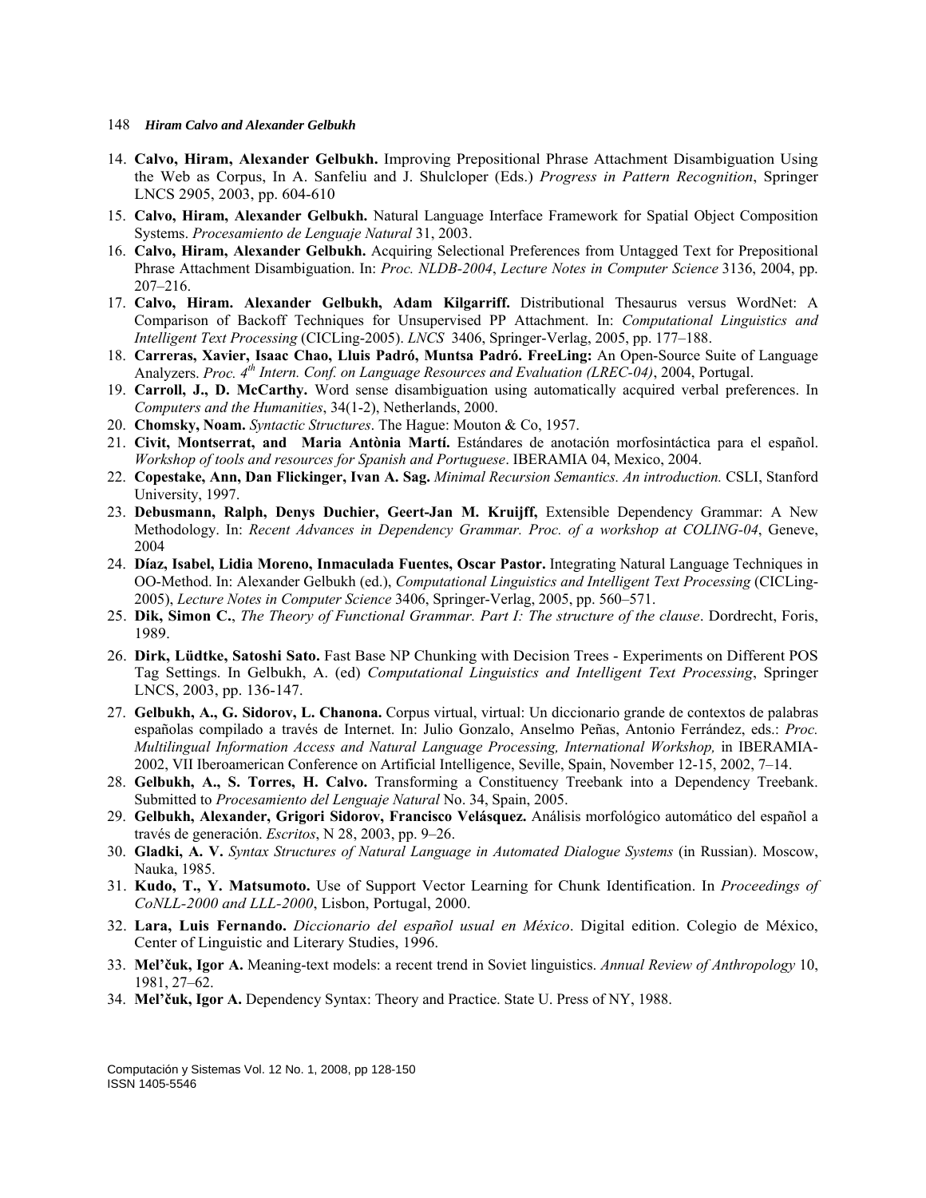14. **Calvo, Hiram, Alexander Gelbukh.** Improving Prepositional Phrase Attachment Disambiguation Using the Web as Corpus, In A. Sanfeliu and J. Shulcloper (Eds.) *Progress in Pattern Recognition*, Springer LNCS 2905, 2003, pp. 604-610
15. **Calvo, Hiram, Alexander Gelbukh.** Natural Language Interface Framework for Spatial Object Composition Systems. *Procesamiento de Lenguaje Natural* 31, 2003.
16. **Calvo, Hiram, Alexander Gelbukh.** Acquiring Selectional Preferences from Untagged Text for Prepositional Phrase Attachment Disambiguation. In: *Proc. NLDB-2004*, *Lecture Notes in Computer Science* 3136, 2004, pp. 207–216.
17. **Calvo, Hiram. Alexander Gelbukh, Adam Kilgarriff.** Distributional Thesaurus versus WordNet: A Comparison of Backoff Techniques for Unsupervised PP Attachment. In: *Computational Linguistics and Intelligent Text Processing* (CICLing-2005). *LNCS* 3406, Springer-Verlag, 2005, pp. 177–188.
18. **Carreras, Xavier, Isaac Chao, Lluis Padró, Muntsa Padró. FreeLing:** An Open-Source Suite of Language Analyzers. *Proc. 4th Intern. Conf. on Language Resources and Evaluation (LREC-04)*, 2004, Portugal.
19. **Carroll, J., D. McCarthy.** Word sense disambiguation using automatically acquired verbal preferences. In *Computers and the Humanities*, 34(1-2), Netherlands, 2000.
20. **Chomsky, Noam.** *Syntactic Structures*. The Hague: Mouton & Co, 1957.
21. **Civit, Montserrat, and Maria Antònia Martí.** Estándares de anotación morfosintáctica para el español. *Workshop of tools and resources for Spanish and Portuguese*. IBERAMIA 04, Mexico, 2004.
22. **Copestake, Ann, Dan Flickinger, Ivan A. Sag.** *Minimal Recursion Semantics. An introduction.* CSLI, Stanford University, 1997.
23. **Debusmann, Ralph, Denys Duchier, Geert-Jan M. Kruijff,** Extensible Dependency Grammar: A New Methodology. In: *Recent Advances in Dependency Grammar. Proc. of a workshop at COLING-04*, Geneve, 2004
24. **Díaz, Isabel, Lidia Moreno, Inmaculada Fuentes, Oscar Pastor.** Integrating Natural Language Techniques in OO-Method. In: Alexander Gelbukh (ed.), *Computational Linguistics and Intelligent Text Processing* (CICLing-2005), *Lecture Notes in Computer Science* 3406, Springer-Verlag, 2005, pp. 560–571.
25. **Dik, Simon C.**, *The Theory of Functional Grammar. Part I: The structure of the clause*. Dordrecht, Foris, 1989.
26. **Dirk, Lüdtke, Satoshi Sato.** Fast Base NP Chunking with Decision Trees - Experiments on Different POS Tag Settings. In Gelbukh, A. (ed) *Computational Linguistics and Intelligent Text Processing*, Springer LNCS, 2003, pp. 136-147.
27. **Gelbukh, A., G. Sidorov, L. Chanona.** Corpus virtual, virtual: Un diccionario grande de contextos de palabras españolas compilado a través de Internet. In: Julio Gonzalo, Anselmo Peñas, Antonio Ferrández, eds.: *Proc. Multilingual Information Access and Natural Language Processing, International Workshop,* in IBERAMIA-2002, VII Iberoamerican Conference on Artificial Intelligence, Seville, Spain, November 12-15, 2002, 7–14.
28. **Gelbukh, A., S. Torres, H. Calvo.** Transforming a Constituency Treebank into a Dependency Treebank. Submitted to *Procesamiento del Lenguaje Natural* No. 34, Spain, 2005.
29. **Gelbukh, Alexander, Grigori Sidorov, Francisco Velásquez.** Análisis morfológico automático del español a través de generación. *Escritos*, N 28, 2003, pp. 9–26.
30. **Gladki, A. V.** *Syntax Structures of Natural Language in Automated Dialogue Systems* (in Russian). Moscow, Nauka, 1985.
31. **Kudo, T., Y. Matsumoto.** Use of Support Vector Learning for Chunk Identification. In *Proceedings of CoNLL-2000 and LLL-2000*, Lisbon, Portugal, 2000.
32. **Lara, Luis Fernando.** *Diccionario del español usual en México*. Digital edition. Colegio de México, Center of Linguistic and Literary Studies, 1996.
33. **Mel'čuk, Igor A.** Meaning-text models: a recent trend in Soviet linguistics. *Annual Review of Anthropology* 10, 1981, 27–62.
34. **Mel'čuk, Igor A.** Dependency Syntax: Theory and Practice. State U. Press of NY, 1988.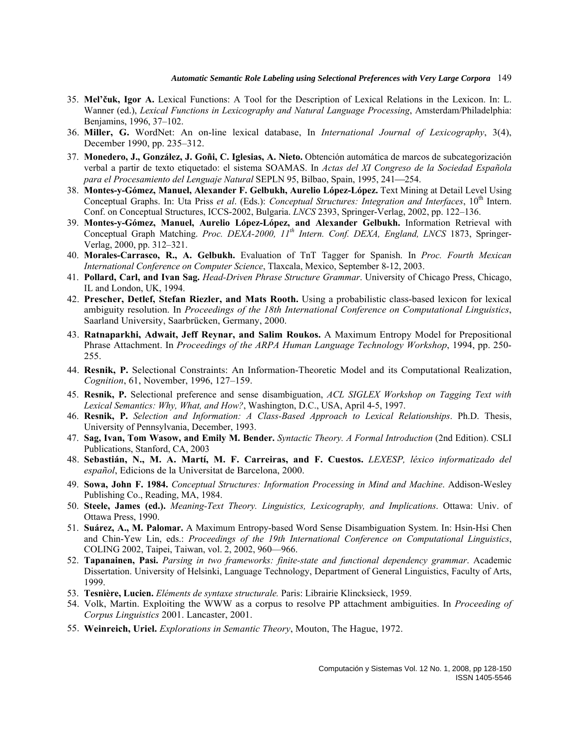35. **Mel'čuk, Igor A.** Lexical Functions: A Tool for the Description of Lexical Relations in the Lexicon. In: L. Wanner (ed.), *Lexical Functions in Lexicography and Natural Language Processing*, Amsterdam/Philadelphia: Benjamins, 1996, 37–102.
36. **Miller, G.** WordNet: An on-line lexical database, In *International Journal of Lexicography*, 3(4), December 1990, pp. 235–312.
37. **Monedero, J., González, J. Goñi, C. Iglesias, A. Nieto.** Obtención automática de marcos de subcategorización verbal a partir de texto etiquetado: el sistema SOAMAS. In *Actas del XI Congreso de la Sociedad Española para el Procesamiento del Lenguaje Natural* SEPLN 95, Bilbao, Spain, 1995, 241—254.
38. **Montes-y-Gómez, Manuel, Alexander F. Gelbukh, Aurelio López-López.** Text Mining at Detail Level Using Conceptual Graphs. In: Uta Priss *et al*. (Eds.): *Conceptual Structures: Integration and Interfaces*, 10th Intern. Conf. on Conceptual Structures, ICCS-2002, Bulgaria. *LNCS* 2393, Springer-Verlag, 2002, pp. 122–136.
39. **Montes-y-Gómez, Manuel, Aurelio López-López, and Alexander Gelbukh.** Information Retrieval with Conceptual Graph Matching. *Proc. DEXA-2000, 11th Intern. Conf. DEXA, England, LNCS* 1873, Springer-Verlag, 2000, pp. 312–321.
40. **Morales-Carrasco, R., A. Gelbukh.** Evaluation of TnT Tagger for Spanish. In *Proc. Fourth Mexican International Conference on Computer Science*, Tlaxcala, Mexico, September 8-12, 2003.
41. **Pollard, Carl, and Ivan Sag.** *Head-Driven Phrase Structure Grammar*. University of Chicago Press, Chicago, IL and London, UK, 1994.
42. **Prescher, Detlef, Stefan Riezler, and Mats Rooth.** Using a probabilistic class-based lexicon for lexical ambiguity resolution. In *Proceedings of the 18th International Conference on Computational Linguistics*, Saarland University, Saarbrücken, Germany, 2000.
43. **Ratnaparkhi, Adwait, Jeff Reynar, and Salim Roukos.** A Maximum Entropy Model for Prepositional Phrase Attachment. In *Proceedings of the ARPA Human Language Technology Workshop*, 1994, pp. 250-255.
44. **Resnik, P.** Selectional Constraints: An Information-Theoretic Model and its Computational Realization, *Cognition*, 61, November, 1996, 127–159.
45. **Resnik, P.** Selectional preference and sense disambiguation, *ACL SIGLEX Workshop on Tagging Text with Lexical Semantics: Why, What, and How?*, Washington, D.C., USA, April 4-5, 1997.
46. **Resnik, P.** *Selection and Information: A Class-Based Approach to Lexical Relationships*. Ph.D. Thesis, University of Pennsylvania, December, 1993.
47. **Sag, Ivan, Tom Wasow, and Emily M. Bender.** *Syntactic Theory. A Formal Introduction* (2nd Edition). CSLI Publications, Stanford, CA, 2003
48. **Sebastián, N., M. A. Martí, M. F. Carreiras, and F. Cuestos.** *LEXESP, léxico informatizado del español*, Edicions de la Universitat de Barcelona, 2000.
49. **Sowa, John F. 1984.** *Conceptual Structures: Information Processing in Mind and Machine*. Addison-Wesley Publishing Co., Reading, MA, 1984.
50. **Steele, James (ed.).** *Meaning-Text Theory. Linguistics, Lexicography, and Implications*. Ottawa: Univ. of Ottawa Press, 1990.
51. **Suárez, A., M. Palomar.** A Maximum Entropy-based Word Sense Disambiguation System. In: Hsin-Hsi Chen and Chin-Yew Lin, eds.: *Proceedings of the 19th International Conference on Computational Linguistics*, COLING 2002, Taipei, Taiwan, vol. 2, 2002, 960—966.
52. **Tapanainen, Pasi.** *Parsing in two frameworks: finite-state and functional dependency grammar*. Academic Dissertation. University of Helsinki, Language Technology, Department of General Linguistics, Faculty of Arts, 1999.
53. **Tesnière, Lucien.** *Eléments de syntaxe structurale.* Paris: Librairie Klincksieck, 1959.
54. Volk, Martin. Exploiting the WWW as a corpus to resolve PP attachment ambiguities. In *Proceeding of Corpus Linguistics* 2001. Lancaster, 2001.
55. **Weinreich, Uriel.** *Explorations in Semantic Theory*, Mouton, The Hague, 1972.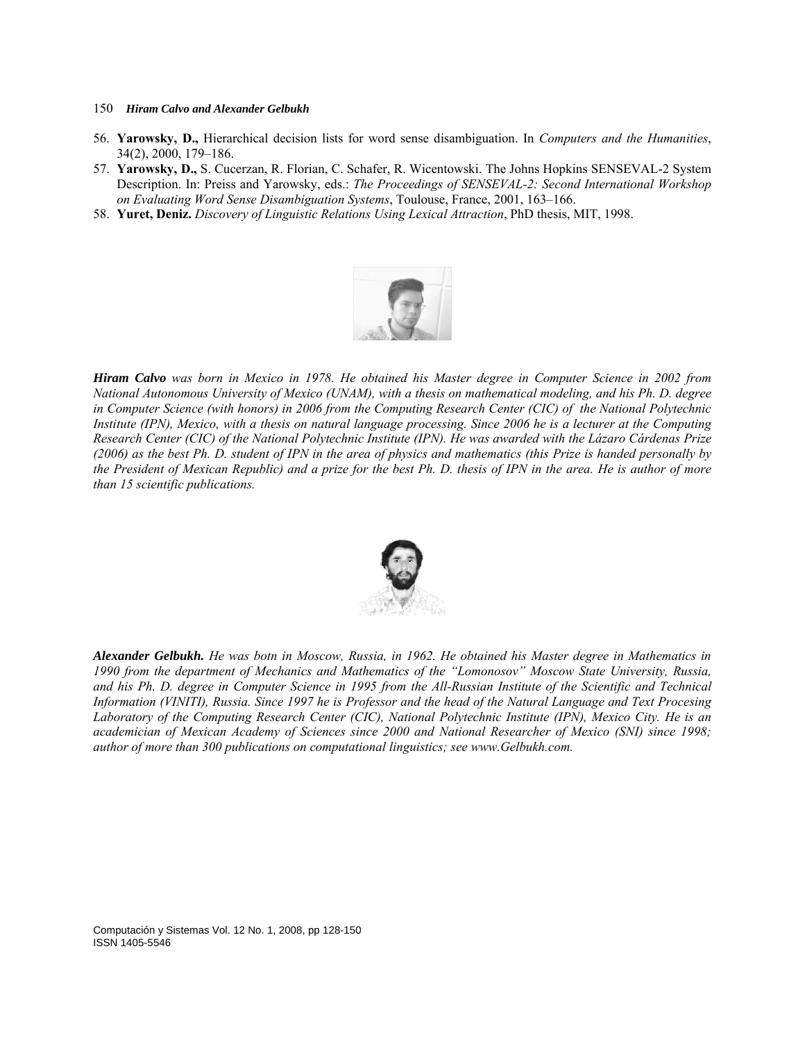56. **Yarowsky, D.,** Hierarchical decision lists for word sense disambiguation. In *Computers and the Humanities*, 34(2), 2000, 179–186.
57. **Yarowsky, D.,** S. Cucerzan, R. Florian, C. Schafer, R. Wicentowski. The Johns Hopkins SENSEVAL-2 System Description. In: Preiss and Yarowsky, eds.: *The Proceedings of SENSEVAL-2: Second International Workshop on Evaluating Word Sense Disambiguation Systems*, Toulouse, France, 2001, 163–166.
58. **Yuret, Deniz.** *Discovery of Linguistic Relations Using Lexical Attraction*, PhD thesis, MIT, 1998.

***Hiram Calvo*** *was born in Mexico in 1978. He obtained his Master degree in Computer Science in 2002 from National Autonomous University of Mexico (UNAM), with a thesis on mathematical modeling, and his Ph. D. degree in Computer Science (with honors) in 2006 from the Computing Research Center (CIC) of the National Polytechnic Institute (IPN), Mexico, with a thesis on natural language processing. Since 2006 he is a lecturer at the Computing Research Center (CIC) of the National Polytechnic Institute (IPN). He was awarded with the Lázaro Cárdenas Prize (2006) as the best Ph. D. student of IPN in the area of physics and mathematics (this Prize is handed personally by the President of Mexican Republic) and a prize for the best Ph. D. thesis of IPN in the area. He is author of more than 15 scientific publications.*

***Alexander Gelbukh.*** *He was botn in Moscow, Russia, in 1962. He obtained his Master degree in Mathematics in 1990 from the department of Mechanics and Mathematics of the "Lomonosov" Moscow State University, Russia, and his Ph. D. degree in Computer Science in 1995 from the All-Russian Institute of the Scientific and Technical Information (VINITI), Russia. Since 1997 he is Professor and the head of the Natural Language and Text Procesing Laboratory of the Computing Research Center (CIC), National Polytechnic Institute (IPN), Mexico City. He is an academician of Mexican Academy of Sciences since 2000 and National Researcher of Mexico (SNI) since 1998; author of more than 300 publications on computational linguistics; see www.Gelbukh.com.*